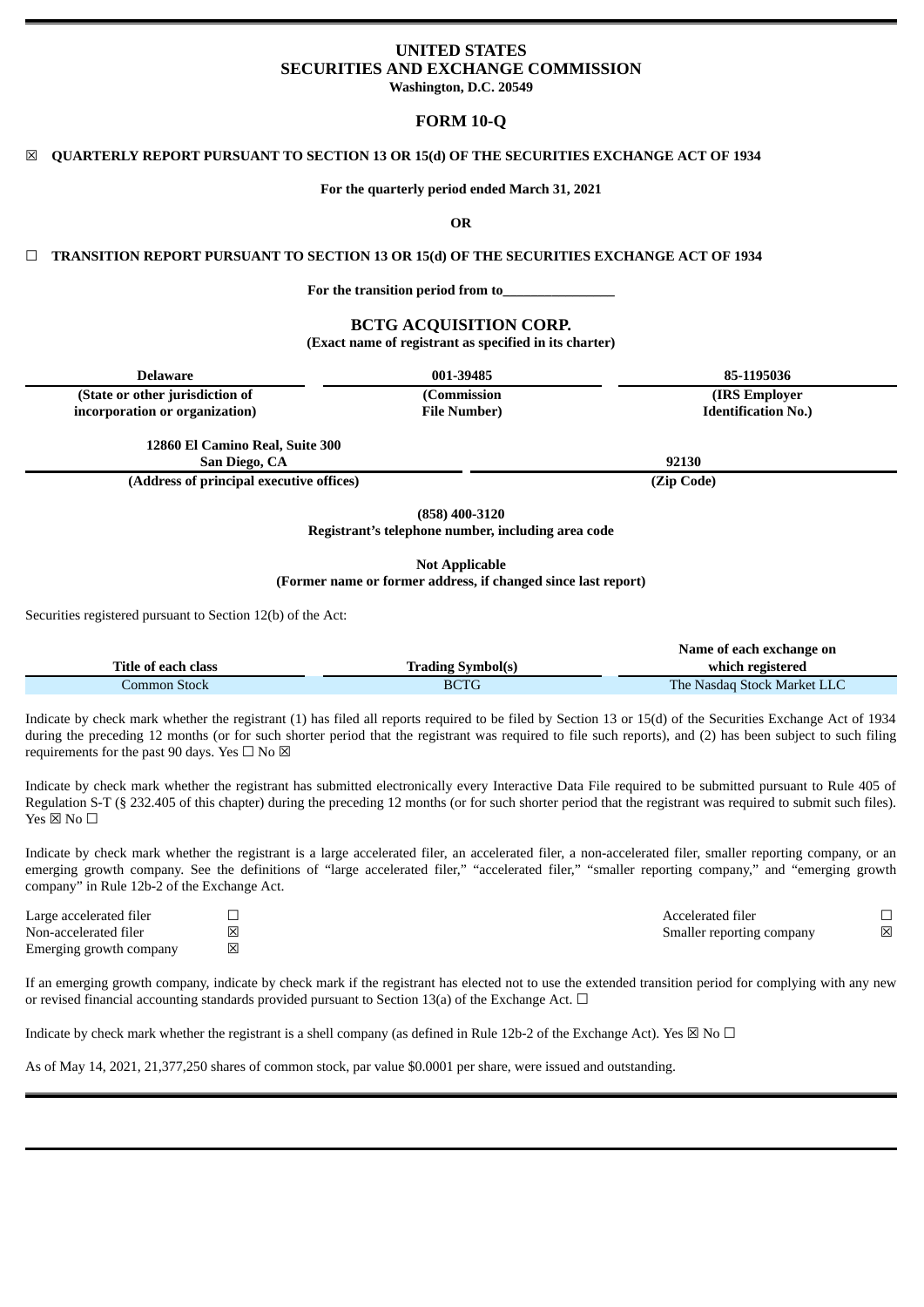# UNITED STATES
# SECURITIES AND EXCHANGE COMMISSION

**Washington, D.C. 20549**

## FORM 10-Q

☒ **QUARTERLY REPORT PURSUANT TO SECTION 13 OR 15(d) OF THE SECURITIES EXCHANGE ACT OF 1934**

**For the quarterly period ended March 31, 2021**

**OR**

☐ **TRANSITION REPORT PURSUANT TO SECTION 13 OR 15(d) OF THE SECURITIES EXCHANGE ACT OF 1934**

**For the transition period from to________________**

## BCTG ACQUISITION CORP.

**(Exact name of registrant as specified in its charter)**

| Delaware | 001-39485 | 85-1195036 |
|---|---|---|
| (State or other jurisdiction of incorporation or organization) | (Commission File Number) | (IRS Employer Identification No.) |

| 12860 El Camino Real, Suite 300 San Diego, CA | 92130 |
|---|---|
| (Address of principal executive offices) | (Zip Code) |

**(858) 400-3120**
**Registrant's telephone number, including area code**

**Not Applicable**
**(Former name or former address, if changed since last report)**

Securities registered pursuant to Section 12(b) of the Act:

| Title of each class | Trading Symbol(s) | Name of each exchange on which registered |
|---|---|---|
| Common Stock | BCTG | The Nasdaq Stock Market LLC |

Indicate by check mark whether the registrant (1) has filed all reports required to be filed by Section 13 or 15(d) of the Securities Exchange Act of 1934 during the preceding 12 months (or for such shorter period that the registrant was required to file such reports), and (2) has been subject to such filing requirements for the past 90 days. Yes ☐ No ☒

Indicate by check mark whether the registrant has submitted electronically every Interactive Data File required to be submitted pursuant to Rule 405 of Regulation S-T (§ 232.405 of this chapter) during the preceding 12 months (or for such shorter period that the registrant was required to submit such files). Yes ☒ No ☐

Indicate by check mark whether the registrant is a large accelerated filer, an accelerated filer, a non-accelerated filer, smaller reporting company, or an emerging growth company. See the definitions of "large accelerated filer," "accelerated filer," "smaller reporting company," and "emerging growth company" in Rule 12b-2 of the Exchange Act.

| | | | |
|---|---|---|---|
| Large accelerated filer | ☐ | Accelerated filer | ☐ |
| Non-accelerated filer | ☒ | Smaller reporting company | ☒ |
| Emerging growth company | ☒ | | |

If an emerging growth company, indicate by check mark if the registrant has elected not to use the extended transition period for complying with any new or revised financial accounting standards provided pursuant to Section 13(a) of the Exchange Act. ☐

Indicate by check mark whether the registrant is a shell company (as defined in Rule 12b-2 of the Exchange Act). Yes ☒ No ☐

As of May 14, 2021, 21,377,250 shares of common stock, par value $0.0001 per share, were issued and outstanding.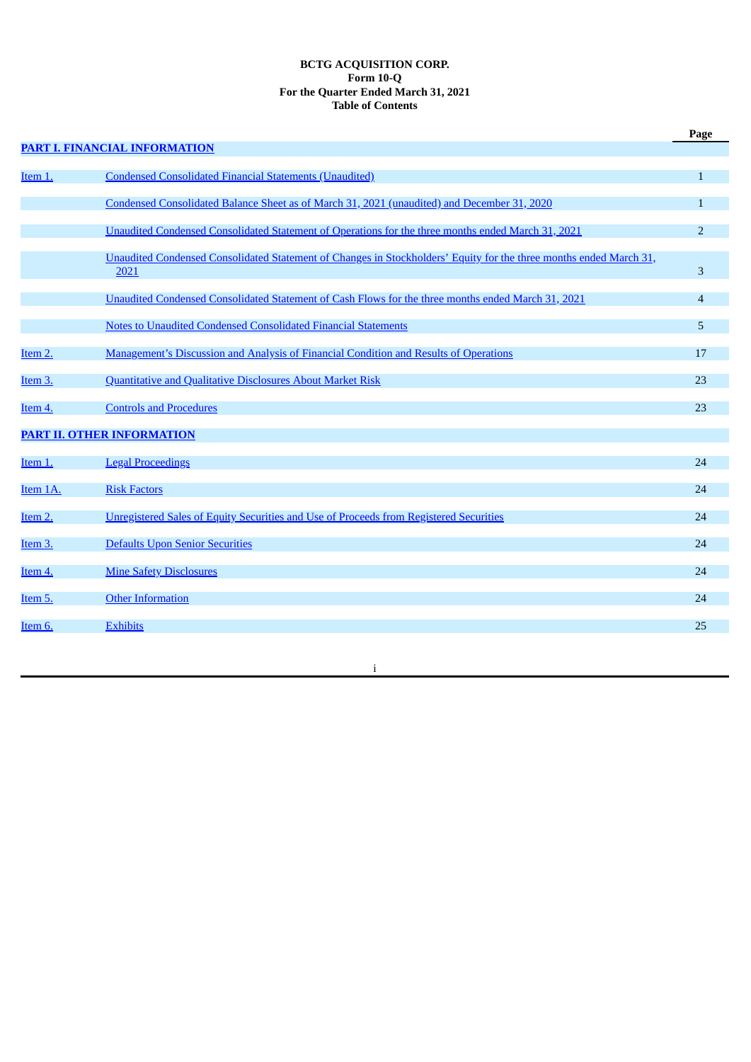**BCTG ACQUISITION CORP.**
**Form 10-Q**
**For the Quarter Ended March 31, 2021**
**Table of Contents**

| | | Page |
|---|---|---|
| **PART I. FINANCIAL INFORMATION** | | |
| Item 1. | Condensed Consolidated Financial Statements (Unaudited) | 1 |
| | Condensed Consolidated Balance Sheet as of March 31, 2021 (unaudited) and December 31, 2020 | 1 |
| | Unaudited Condensed Consolidated Statement of Operations for the three months ended March 31, 2021 | 2 |
| | Unaudited Condensed Consolidated Statement of Changes in Stockholders' Equity for the three months ended March 31, 2021 | 3 |
| | Unaudited Condensed Consolidated Statement of Cash Flows for the three months ended March 31, 2021 | 4 |
| | Notes to Unaudited Condensed Consolidated Financial Statements | 5 |
| Item 2. | Management's Discussion and Analysis of Financial Condition and Results of Operations | 17 |
| Item 3. | Quantitative and Qualitative Disclosures About Market Risk | 23 |
| Item 4. | Controls and Procedures | 23 |
| **PART II. OTHER INFORMATION** | | |
| Item 1. | Legal Proceedings | 24 |
| Item 1A. | Risk Factors | 24 |
| Item 2. | Unregistered Sales of Equity Securities and Use of Proceeds from Registered Securities | 24 |
| Item 3. | Defaults Upon Senior Securities | 24 |
| Item 4. | Mine Safety Disclosures | 24 |
| Item 5. | Other Information | 24 |
| Item 6. | Exhibits | 25 |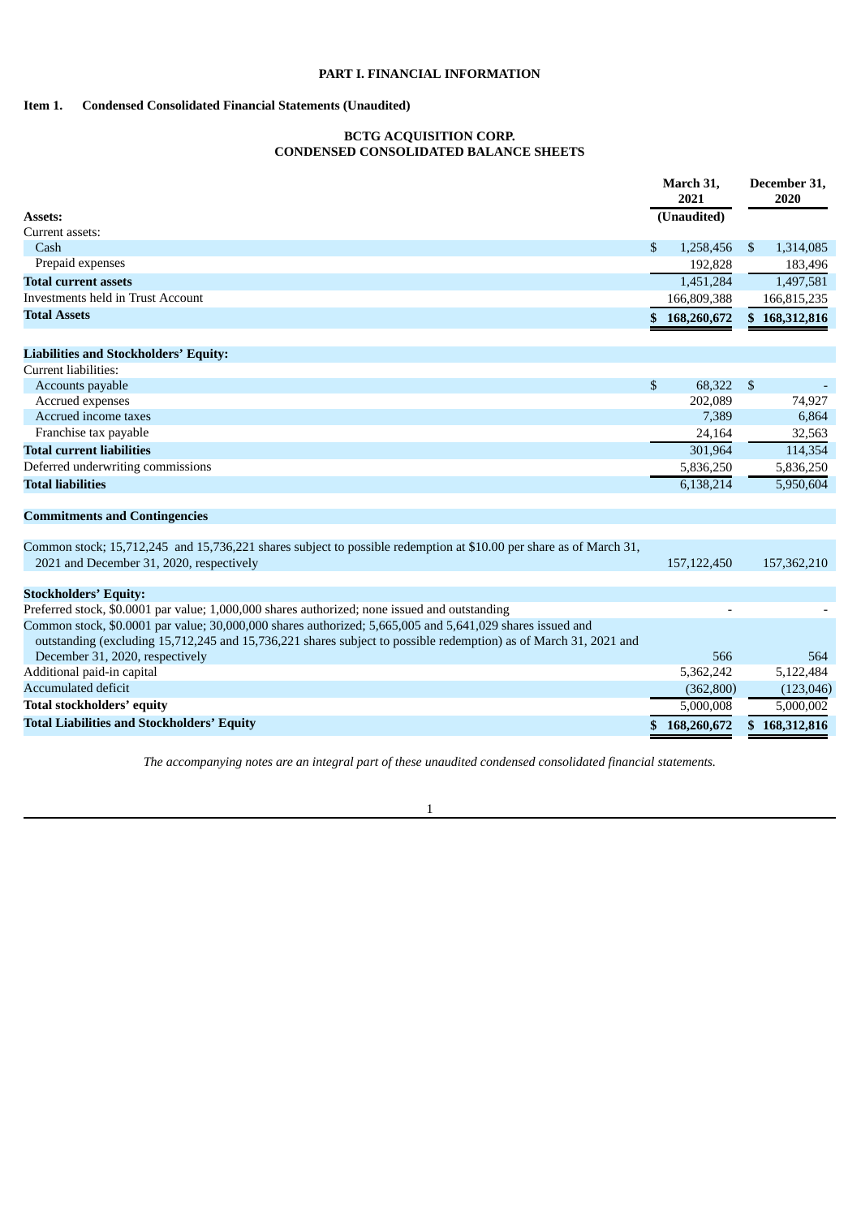# PART I. FINANCIAL INFORMATION

## Item 1. Condensed Consolidated Financial Statements (Unaudited)

### BCTG ACQUISITION CORP.
### CONDENSED CONSOLIDATED BALANCE SHEETS

| | March 31, 2021 | December 31, 2020 |
|---|---|---|
| **Assets:** | (Unaudited) | |
| Current assets: | | |
| Cash | $ 1,258,456 | $ 1,314,085 |
| Prepaid expenses | 192,828 | 183,496 |
| **Total current assets** | 1,451,284 | 1,497,581 |
| Investments held in Trust Account | 166,809,388 | 166,815,235 |
| **Total Assets** | $ 168,260,672 | $ 168,312,816 |
| | | |
| **Liabilities and Stockholders' Equity:** | | |
| Current liabilities: | | |
| Accounts payable | $ 68,322 | $ - |
| Accrued expenses | 202,089 | 74,927 |
| Accrued income taxes | 7,389 | 6,864 |
| Franchise tax payable | 24,164 | 32,563 |
| **Total current liabilities** | 301,964 | 114,354 |
| Deferred underwriting commissions | 5,836,250 | 5,836,250 |
| **Total liabilities** | 6,138,214 | 5,950,604 |
| | | |
| **Commitments and Contingencies** | | |
| | | |
| Common stock; 15,712,245 and 15,736,221 shares subject to possible redemption at $10.00 per share as of March 31, 2021 and December 31, 2020, respectively | 157,122,450 | 157,362,210 |
| | | |
| **Stockholders' Equity:** | | |
| Preferred stock, $0.0001 par value; 1,000,000 shares authorized; none issued and outstanding | - | - |
| Common stock, $0.0001 par value; 30,000,000 shares authorized; 5,665,005 and 5,641,029 shares issued and outstanding (excluding 15,712,245 and 15,736,221 shares subject to possible redemption) as of March 31, 2021 and December 31, 2020, respectively | 566 | 564 |
| Additional paid-in capital | 5,362,242 | 5,122,484 |
| Accumulated deficit | (362,800) | (123,046) |
| **Total stockholders' equity** | 5,000,008 | 5,000,002 |
| **Total Liabilities and Stockholders' Equity** | $ 168,260,672 | $ 168,312,816 |

*The accompanying notes are an integral part of these unaudited condensed consolidated financial statements.*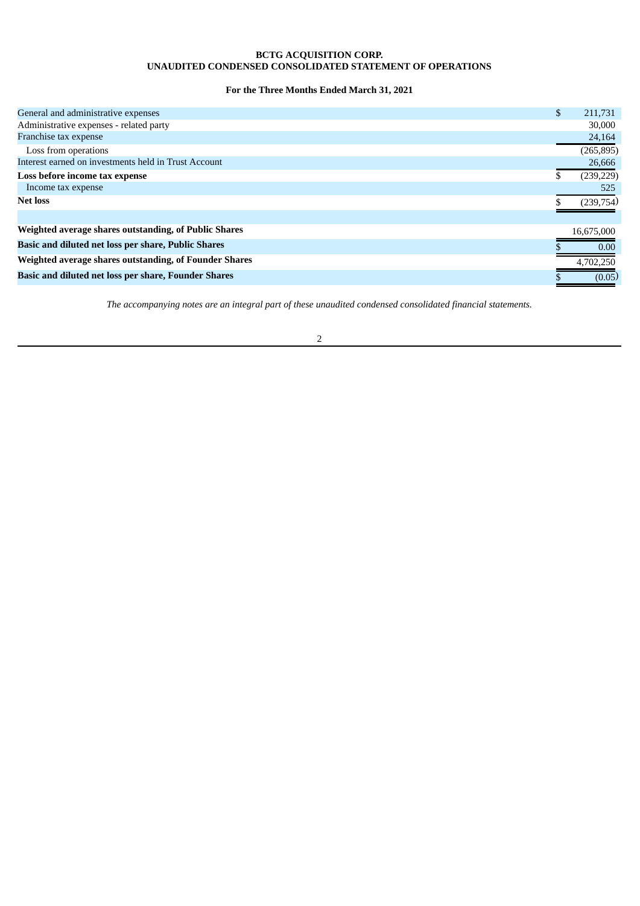**BCTG ACQUISITION CORP.**
**UNAUDITED CONDENSED CONSOLIDATED STATEMENT OF OPERATIONS**

**For the Three Months Ended March 31, 2021**

| | |
|---|---|
| General and administrative expenses | $ 211,731 |
| Administrative expenses - related party | 30,000 |
| Franchise tax expense | 24,164 |
| Loss from operations | (265,895) |
| Interest earned on investments held in Trust Account | 26,666 |
| **Loss before income tax expense** | $ (239,229) |
| Income tax expense | 525 |
| **Net loss** | $ (239,754) |
| | |
| **Weighted average shares outstanding, of Public Shares** | 16,675,000 |
| **Basic and diluted net loss per share, Public Shares** | $ 0.00 |
| **Weighted average shares outstanding, of Founder Shares** | 4,702,250 |
| **Basic and diluted net loss per share, Founder Shares** | $ (0.05) |

*The accompanying notes are an integral part of these unaudited condensed consolidated financial statements.*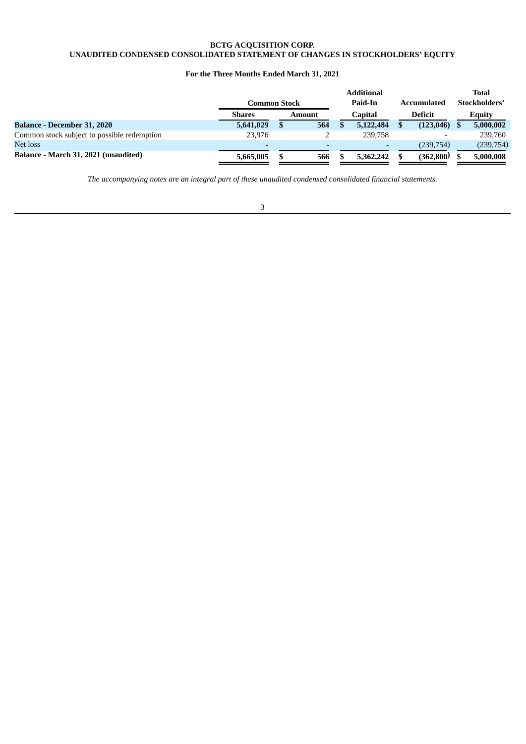**BCTG ACQUISITION CORP.**
**UNAUDITED CONDENSED CONSOLIDATED STATEMENT OF CHANGES IN STOCKHOLDERS' EQUITY**

**For the Three Months Ended March 31, 2021**

| | Common Stock | | Additional Paid-In | Accumulated | Total Stockholders' |
|---|---|---|---|---|---|
| | Shares | Amount | Capital | Deficit | Equity |
| **Balance - December 31, 2020** | **5,641,029** | **$ 564** | **$ 5,122,484** | **$ (123,046)** | **$ 5,000,002** |
| Common stock subject to possible redemption | 23,976 | 2 | 239,758 | - | 239,760 |
| Net loss | - | - | - | (239,754) | (239,754) |
| **Balance - March 31, 2021 (unaudited)** | **5,665,005** | **$ 566** | **$ 5,362,242** | **$ (362,800)** | **$ 5,000,008** |

*The accompanying notes are an integral part of these unaudited condensed consolidated financial statements.*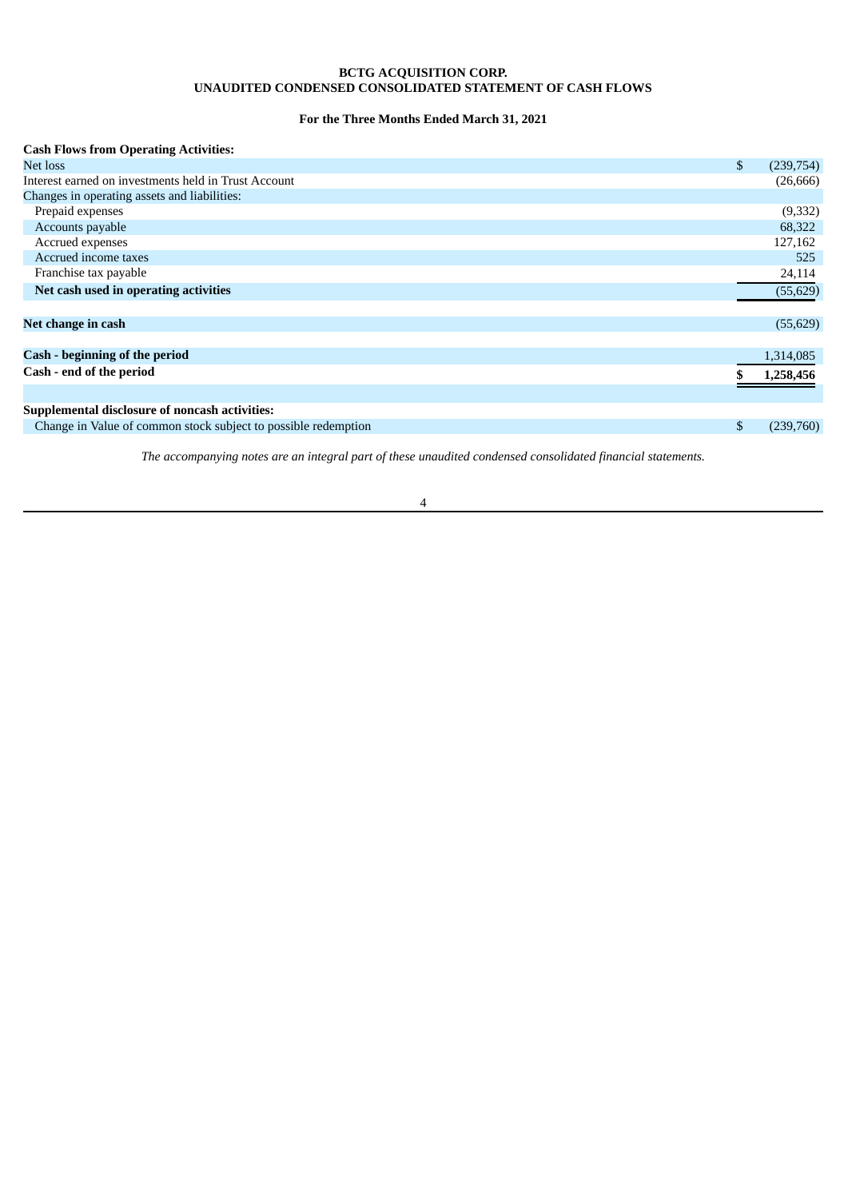**BCTG ACQUISITION CORP.**
**UNAUDITED CONDENSED CONSOLIDATED STATEMENT OF CASH FLOWS**

**For the Three Months Ended March 31, 2021**

| | |
|---|---|
| **Cash Flows from Operating Activities:** | |
| Net loss | $ (239,754) |
| Interest earned on investments held in Trust Account | (26,666) |
| Changes in operating assets and liabilities: | |
| Prepaid expenses | (9,332) |
| Accounts payable | 68,322 |
| Accrued expenses | 127,162 |
| Accrued income taxes | 525 |
| Franchise tax payable | 24,114 |
| **Net cash used in operating activities** | (55,629) |
| | |
| **Net change in cash** | (55,629) |
| | |
| **Cash - beginning of the period** | 1,314,085 |
| **Cash - end of the period** | **$ 1,258,456** |
| | |
| **Supplemental disclosure of noncash activities:** | |
| Change in Value of common stock subject to possible redemption | $ (239,760) |

*The accompanying notes are an integral part of these unaudited condensed consolidated financial statements.*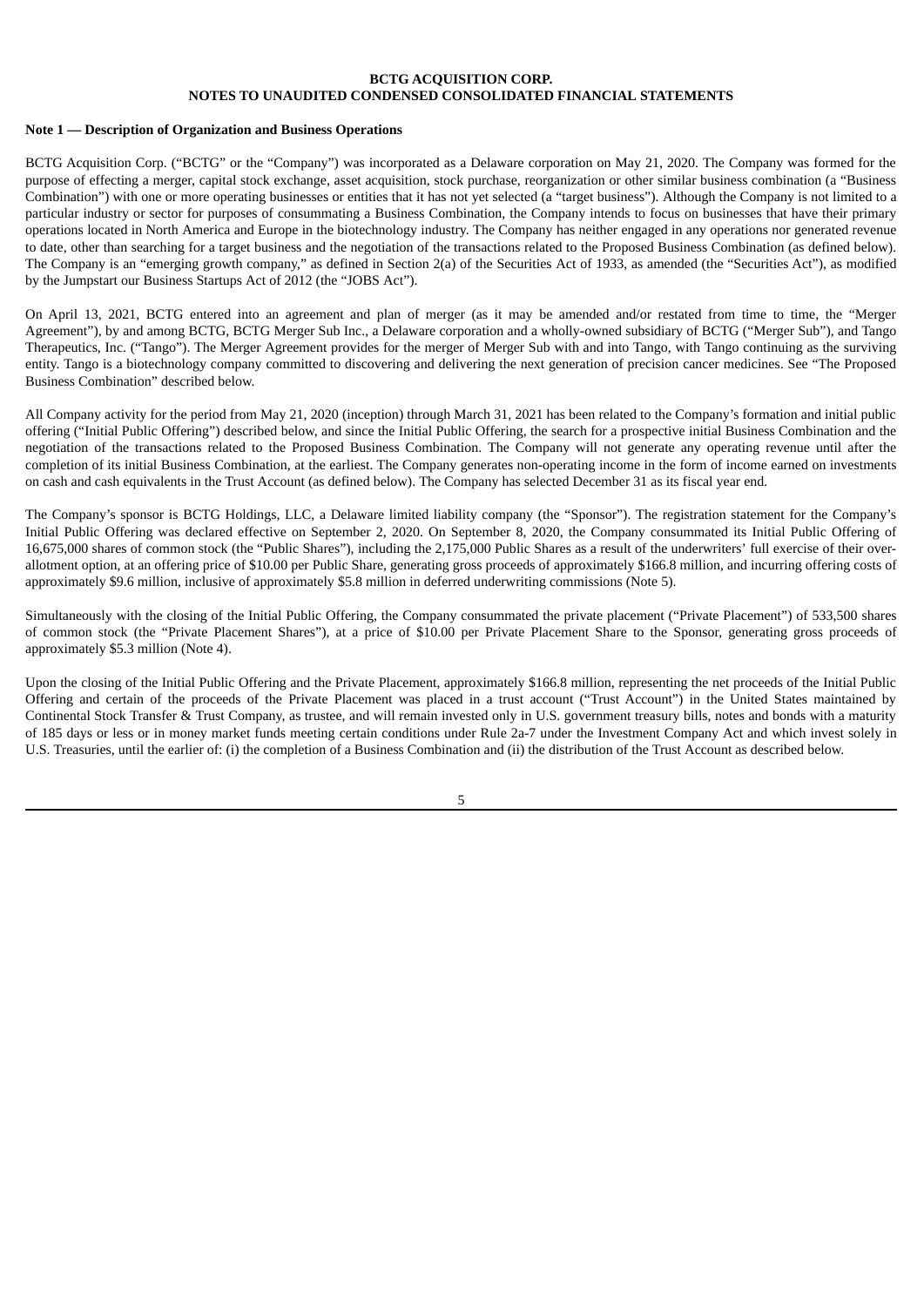**BCTG ACQUISITION CORP.**
**NOTES TO UNAUDITED CONDENSED CONSOLIDATED FINANCIAL STATEMENTS**

**Note 1 — Description of Organization and Business Operations**

BCTG Acquisition Corp. ("BCTG" or the "Company") was incorporated as a Delaware corporation on May 21, 2020. The Company was formed for the purpose of effecting a merger, capital stock exchange, asset acquisition, stock purchase, reorganization or other similar business combination (a "Business Combination") with one or more operating businesses or entities that it has not yet selected (a "target business"). Although the Company is not limited to a particular industry or sector for purposes of consummating a Business Combination, the Company intends to focus on businesses that have their primary operations located in North America and Europe in the biotechnology industry. The Company has neither engaged in any operations nor generated revenue to date, other than searching for a target business and the negotiation of the transactions related to the Proposed Business Combination (as defined below). The Company is an "emerging growth company," as defined in Section 2(a) of the Securities Act of 1933, as amended (the "Securities Act"), as modified by the Jumpstart our Business Startups Act of 2012 (the "JOBS Act").

On April 13, 2021, BCTG entered into an agreement and plan of merger (as it may be amended and/or restated from time to time, the "Merger Agreement"), by and among BCTG, BCTG Merger Sub Inc., a Delaware corporation and a wholly-owned subsidiary of BCTG ("Merger Sub"), and Tango Therapeutics, Inc. ("Tango"). The Merger Agreement provides for the merger of Merger Sub with and into Tango, with Tango continuing as the surviving entity. Tango is a biotechnology company committed to discovering and delivering the next generation of precision cancer medicines. See "The Proposed Business Combination" described below.

All Company activity for the period from May 21, 2020 (inception) through March 31, 2021 has been related to the Company's formation and initial public offering ("Initial Public Offering") described below, and since the Initial Public Offering, the search for a prospective initial Business Combination and the negotiation of the transactions related to the Proposed Business Combination. The Company will not generate any operating revenue until after the completion of its initial Business Combination, at the earliest. The Company generates non-operating income in the form of income earned on investments on cash and cash equivalents in the Trust Account (as defined below). The Company has selected December 31 as its fiscal year end.

The Company's sponsor is BCTG Holdings, LLC, a Delaware limited liability company (the "Sponsor"). The registration statement for the Company's Initial Public Offering was declared effective on September 2, 2020. On September 8, 2020, the Company consummated its Initial Public Offering of 16,675,000 shares of common stock (the "Public Shares"), including the 2,175,000 Public Shares as a result of the underwriters' full exercise of their over-allotment option, at an offering price of $10.00 per Public Share, generating gross proceeds of approximately $166.8 million, and incurring offering costs of approximately $9.6 million, inclusive of approximately $5.8 million in deferred underwriting commissions (Note 5).

Simultaneously with the closing of the Initial Public Offering, the Company consummated the private placement ("Private Placement") of 533,500 shares of common stock (the "Private Placement Shares"), at a price of $10.00 per Private Placement Share to the Sponsor, generating gross proceeds of approximately $5.3 million (Note 4).

Upon the closing of the Initial Public Offering and the Private Placement, approximately $166.8 million, representing the net proceeds of the Initial Public Offering and certain of the proceeds of the Private Placement was placed in a trust account ("Trust Account") in the United States maintained by Continental Stock Transfer & Trust Company, as trustee, and will remain invested only in U.S. government treasury bills, notes and bonds with a maturity of 185 days or less or in money market funds meeting certain conditions under Rule 2a-7 under the Investment Company Act and which invest solely in U.S. Treasuries, until the earlier of: (i) the completion of a Business Combination and (ii) the distribution of the Trust Account as described below.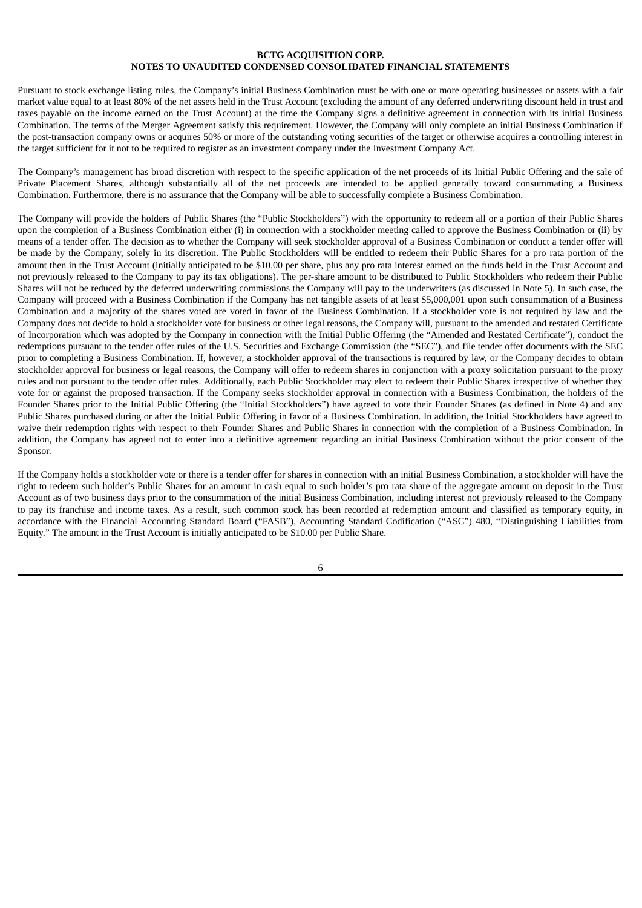Pursuant to stock exchange listing rules, the Company's initial Business Combination must be with one or more operating businesses or assets with a fair market value equal to at least 80% of the net assets held in the Trust Account (excluding the amount of any deferred underwriting discount held in trust and taxes payable on the income earned on the Trust Account) at the time the Company signs a definitive agreement in connection with its initial Business Combination. The terms of the Merger Agreement satisfy this requirement. However, the Company will only complete an initial Business Combination if the post-transaction company owns or acquires 50% or more of the outstanding voting securities of the target or otherwise acquires a controlling interest in the target sufficient for it not to be required to register as an investment company under the Investment Company Act.

The Company's management has broad discretion with respect to the specific application of the net proceeds of its Initial Public Offering and the sale of Private Placement Shares, although substantially all of the net proceeds are intended to be applied generally toward consummating a Business Combination. Furthermore, there is no assurance that the Company will be able to successfully complete a Business Combination.

The Company will provide the holders of Public Shares (the "Public Stockholders") with the opportunity to redeem all or a portion of their Public Shares upon the completion of a Business Combination either (i) in connection with a stockholder meeting called to approve the Business Combination or (ii) by means of a tender offer. The decision as to whether the Company will seek stockholder approval of a Business Combination or conduct a tender offer will be made by the Company, solely in its discretion. The Public Stockholders will be entitled to redeem their Public Shares for a pro rata portion of the amount then in the Trust Account (initially anticipated to be $10.00 per share, plus any pro rata interest earned on the funds held in the Trust Account and not previously released to the Company to pay its tax obligations). The per-share amount to be distributed to Public Stockholders who redeem their Public Shares will not be reduced by the deferred underwriting commissions the Company will pay to the underwriters (as discussed in Note 5). In such case, the Company will proceed with a Business Combination if the Company has net tangible assets of at least $5,000,001 upon such consummation of a Business Combination and a majority of the shares voted are voted in favor of the Business Combination. If a stockholder vote is not required by law and the Company does not decide to hold a stockholder vote for business or other legal reasons, the Company will, pursuant to the amended and restated Certificate of Incorporation which was adopted by the Company in connection with the Initial Public Offering (the "Amended and Restated Certificate"), conduct the redemptions pursuant to the tender offer rules of the U.S. Securities and Exchange Commission (the "SEC"), and file tender offer documents with the SEC prior to completing a Business Combination. If, however, a stockholder approval of the transactions is required by law, or the Company decides to obtain stockholder approval for business or legal reasons, the Company will offer to redeem shares in conjunction with a proxy solicitation pursuant to the proxy rules and not pursuant to the tender offer rules. Additionally, each Public Stockholder may elect to redeem their Public Shares irrespective of whether they vote for or against the proposed transaction. If the Company seeks stockholder approval in connection with a Business Combination, the holders of the Founder Shares prior to the Initial Public Offering (the "Initial Stockholders") have agreed to vote their Founder Shares (as defined in Note 4) and any Public Shares purchased during or after the Initial Public Offering in favor of a Business Combination. In addition, the Initial Stockholders have agreed to waive their redemption rights with respect to their Founder Shares and Public Shares in connection with the completion of a Business Combination. In addition, the Company has agreed not to enter into a definitive agreement regarding an initial Business Combination without the prior consent of the Sponsor.

If the Company holds a stockholder vote or there is a tender offer for shares in connection with an initial Business Combination, a stockholder will have the right to redeem such holder's Public Shares for an amount in cash equal to such holder's pro rata share of the aggregate amount on deposit in the Trust Account as of two business days prior to the consummation of the initial Business Combination, including interest not previously released to the Company to pay its franchise and income taxes. As a result, such common stock has been recorded at redemption amount and classified as temporary equity, in accordance with the Financial Accounting Standard Board ("FASB"), Accounting Standard Codification ("ASC") 480, "Distinguishing Liabilities from Equity." The amount in the Trust Account is initially anticipated to be $10.00 per Public Share.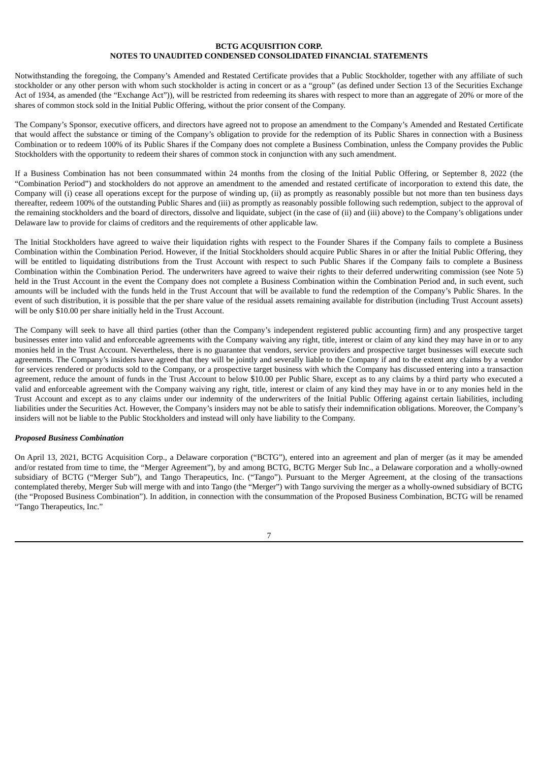Notwithstanding the foregoing, the Company's Amended and Restated Certificate provides that a Public Stockholder, together with any affiliate of such stockholder or any other person with whom such stockholder is acting in concert or as a "group" (as defined under Section 13 of the Securities Exchange Act of 1934, as amended (the "Exchange Act")), will be restricted from redeeming its shares with respect to more than an aggregate of 20% or more of the shares of common stock sold in the Initial Public Offering, without the prior consent of the Company.

The Company's Sponsor, executive officers, and directors have agreed not to propose an amendment to the Company's Amended and Restated Certificate that would affect the substance or timing of the Company's obligation to provide for the redemption of its Public Shares in connection with a Business Combination or to redeem 100% of its Public Shares if the Company does not complete a Business Combination, unless the Company provides the Public Stockholders with the opportunity to redeem their shares of common stock in conjunction with any such amendment.

If a Business Combination has not been consummated within 24 months from the closing of the Initial Public Offering, or September 8, 2022 (the "Combination Period") and stockholders do not approve an amendment to the amended and restated certificate of incorporation to extend this date, the Company will (i) cease all operations except for the purpose of winding up, (ii) as promptly as reasonably possible but not more than ten business days thereafter, redeem 100% of the outstanding Public Shares and (iii) as promptly as reasonably possible following such redemption, subject to the approval of the remaining stockholders and the board of directors, dissolve and liquidate, subject (in the case of (ii) and (iii) above) to the Company's obligations under Delaware law to provide for claims of creditors and the requirements of other applicable law.

The Initial Stockholders have agreed to waive their liquidation rights with respect to the Founder Shares if the Company fails to complete a Business Combination within the Combination Period. However, if the Initial Stockholders should acquire Public Shares in or after the Initial Public Offering, they will be entitled to liquidating distributions from the Trust Account with respect to such Public Shares if the Company fails to complete a Business Combination within the Combination Period. The underwriters have agreed to waive their rights to their deferred underwriting commission (see Note 5) held in the Trust Account in the event the Company does not complete a Business Combination within the Combination Period and, in such event, such amounts will be included with the funds held in the Trust Account that will be available to fund the redemption of the Company's Public Shares. In the event of such distribution, it is possible that the per share value of the residual assets remaining available for distribution (including Trust Account assets) will be only $10.00 per share initially held in the Trust Account.

The Company will seek to have all third parties (other than the Company's independent registered public accounting firm) and any prospective target businesses enter into valid and enforceable agreements with the Company waiving any right, title, interest or claim of any kind they may have in or to any monies held in the Trust Account. Nevertheless, there is no guarantee that vendors, service providers and prospective target businesses will execute such agreements. The Company's insiders have agreed that they will be jointly and severally liable to the Company if and to the extent any claims by a vendor for services rendered or products sold to the Company, or a prospective target business with which the Company has discussed entering into a transaction agreement, reduce the amount of funds in the Trust Account to below $10.00 per Public Share, except as to any claims by a third party who executed a valid and enforceable agreement with the Company waiving any right, title, interest or claim of any kind they may have in or to any monies held in the Trust Account and except as to any claims under our indemnity of the underwriters of the Initial Public Offering against certain liabilities, including liabilities under the Securities Act. However, the Company's insiders may not be able to satisfy their indemnification obligations. Moreover, the Company's insiders will not be liable to the Public Stockholders and instead will only have liability to the Company.

***Proposed Business Combination***

On April 13, 2021, BCTG Acquisition Corp., a Delaware corporation ("BCTG"), entered into an agreement and plan of merger (as it may be amended and/or restated from time to time, the "Merger Agreement"), by and among BCTG, BCTG Merger Sub Inc., a Delaware corporation and a wholly-owned subsidiary of BCTG ("Merger Sub"), and Tango Therapeutics, Inc. ("Tango"). Pursuant to the Merger Agreement, at the closing of the transactions contemplated thereby, Merger Sub will merge with and into Tango (the "Merger") with Tango surviving the merger as a wholly-owned subsidiary of BCTG (the "Proposed Business Combination"). In addition, in connection with the consummation of the Proposed Business Combination, BCTG will be renamed "Tango Therapeutics, Inc."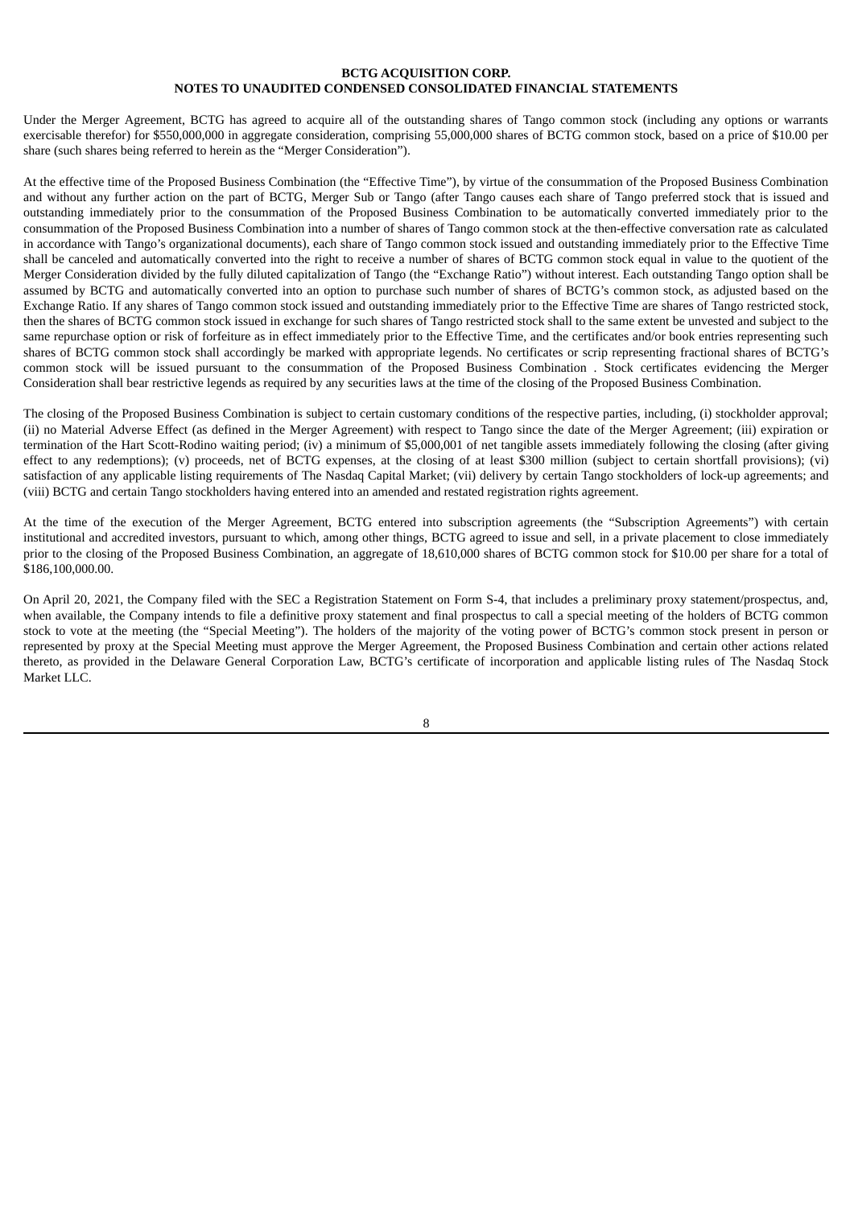**BCTG ACQUISITION CORP.**
**NOTES TO UNAUDITED CONDENSED CONSOLIDATED FINANCIAL STATEMENTS**

Under the Merger Agreement, BCTG has agreed to acquire all of the outstanding shares of Tango common stock (including any options or warrants exercisable therefor) for $550,000,000 in aggregate consideration, comprising 55,000,000 shares of BCTG common stock, based on a price of $10.00 per share (such shares being referred to herein as the "Merger Consideration").

At the effective time of the Proposed Business Combination (the "Effective Time"), by virtue of the consummation of the Proposed Business Combination and without any further action on the part of BCTG, Merger Sub or Tango (after Tango causes each share of Tango preferred stock that is issued and outstanding immediately prior to the consummation of the Proposed Business Combination to be automatically converted immediately prior to the consummation of the Proposed Business Combination into a number of shares of Tango common stock at the then-effective conversation rate as calculated in accordance with Tango's organizational documents), each share of Tango common stock issued and outstanding immediately prior to the Effective Time shall be canceled and automatically converted into the right to receive a number of shares of BCTG common stock equal in value to the quotient of the Merger Consideration divided by the fully diluted capitalization of Tango (the "Exchange Ratio") without interest. Each outstanding Tango option shall be assumed by BCTG and automatically converted into an option to purchase such number of shares of BCTG's common stock, as adjusted based on the Exchange Ratio. If any shares of Tango common stock issued and outstanding immediately prior to the Effective Time are shares of Tango restricted stock, then the shares of BCTG common stock issued in exchange for such shares of Tango restricted stock shall to the same extent be unvested and subject to the same repurchase option or risk of forfeiture as in effect immediately prior to the Effective Time, and the certificates and/or book entries representing such shares of BCTG common stock shall accordingly be marked with appropriate legends. No certificates or scrip representing fractional shares of BCTG's common stock will be issued pursuant to the consummation of the Proposed Business Combination . Stock certificates evidencing the Merger Consideration shall bear restrictive legends as required by any securities laws at the time of the closing of the Proposed Business Combination.

The closing of the Proposed Business Combination is subject to certain customary conditions of the respective parties, including, (i) stockholder approval; (ii) no Material Adverse Effect (as defined in the Merger Agreement) with respect to Tango since the date of the Merger Agreement; (iii) expiration or termination of the Hart Scott-Rodino waiting period; (iv) a minimum of $5,000,001 of net tangible assets immediately following the closing (after giving effect to any redemptions); (v) proceeds, net of BCTG expenses, at the closing of at least $300 million (subject to certain shortfall provisions); (vi) satisfaction of any applicable listing requirements of The Nasdaq Capital Market; (vii) delivery by certain Tango stockholders of lock-up agreements; and (viii) BCTG and certain Tango stockholders having entered into an amended and restated registration rights agreement.

At the time of the execution of the Merger Agreement, BCTG entered into subscription agreements (the "Subscription Agreements") with certain institutional and accredited investors, pursuant to which, among other things, BCTG agreed to issue and sell, in a private placement to close immediately prior to the closing of the Proposed Business Combination, an aggregate of 18,610,000 shares of BCTG common stock for $10.00 per share for a total of $186,100,000.00.

On April 20, 2021, the Company filed with the SEC a Registration Statement on Form S-4, that includes a preliminary proxy statement/prospectus, and, when available, the Company intends to file a definitive proxy statement and final prospectus to call a special meeting of the holders of BCTG common stock to vote at the meeting (the "Special Meeting"). The holders of the majority of the voting power of BCTG's common stock present in person or represented by proxy at the Special Meeting must approve the Merger Agreement, the Proposed Business Combination and certain other actions related thereto, as provided in the Delaware General Corporation Law, BCTG's certificate of incorporation and applicable listing rules of The Nasdaq Stock Market LLC.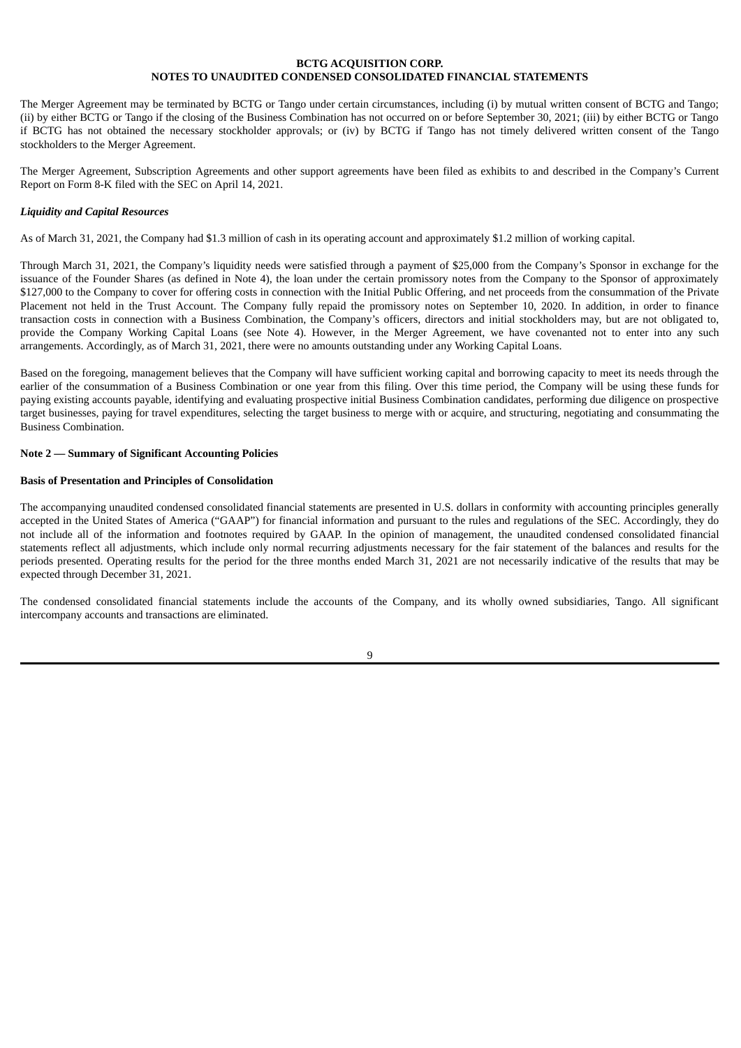The Merger Agreement may be terminated by BCTG or Tango under certain circumstances, including (i) by mutual written consent of BCTG and Tango; (ii) by either BCTG or Tango if the closing of the Business Combination has not occurred on or before September 30, 2021; (iii) by either BCTG or Tango if BCTG has not obtained the necessary stockholder approvals; or (iv) by BCTG if Tango has not timely delivered written consent of the Tango stockholders to the Merger Agreement.

The Merger Agreement, Subscription Agreements and other support agreements have been filed as exhibits to and described in the Company's Current Report on Form 8-K filed with the SEC on April 14, 2021.

***Liquidity and Capital Resources***

As of March 31, 2021, the Company had $1.3 million of cash in its operating account and approximately $1.2 million of working capital.

Through March 31, 2021, the Company's liquidity needs were satisfied through a payment of $25,000 from the Company's Sponsor in exchange for the issuance of the Founder Shares (as defined in Note 4), the loan under the certain promissory notes from the Company to the Sponsor of approximately $127,000 to the Company to cover for offering costs in connection with the Initial Public Offering, and net proceeds from the consummation of the Private Placement not held in the Trust Account. The Company fully repaid the promissory notes on September 10, 2020. In addition, in order to finance transaction costs in connection with a Business Combination, the Company's officers, directors and initial stockholders may, but are not obligated to, provide the Company Working Capital Loans (see Note 4). However, in the Merger Agreement, we have covenanted not to enter into any such arrangements. Accordingly, as of March 31, 2021, there were no amounts outstanding under any Working Capital Loans.

Based on the foregoing, management believes that the Company will have sufficient working capital and borrowing capacity to meet its needs through the earlier of the consummation of a Business Combination or one year from this filing. Over this time period, the Company will be using these funds for paying existing accounts payable, identifying and evaluating prospective initial Business Combination candidates, performing due diligence on prospective target businesses, paying for travel expenditures, selecting the target business to merge with or acquire, and structuring, negotiating and consummating the Business Combination.

## Note 2 — Summary of Significant Accounting Policies

**Basis of Presentation and Principles of Consolidation**

The accompanying unaudited condensed consolidated financial statements are presented in U.S. dollars in conformity with accounting principles generally accepted in the United States of America ("GAAP") for financial information and pursuant to the rules and regulations of the SEC. Accordingly, they do not include all of the information and footnotes required by GAAP. In the opinion of management, the unaudited condensed consolidated financial statements reflect all adjustments, which include only normal recurring adjustments necessary for the fair statement of the balances and results for the periods presented. Operating results for the period for the three months ended March 31, 2021 are not necessarily indicative of the results that may be expected through December 31, 2021.

The condensed consolidated financial statements include the accounts of the Company, and its wholly owned subsidiaries, Tango. All significant intercompany accounts and transactions are eliminated.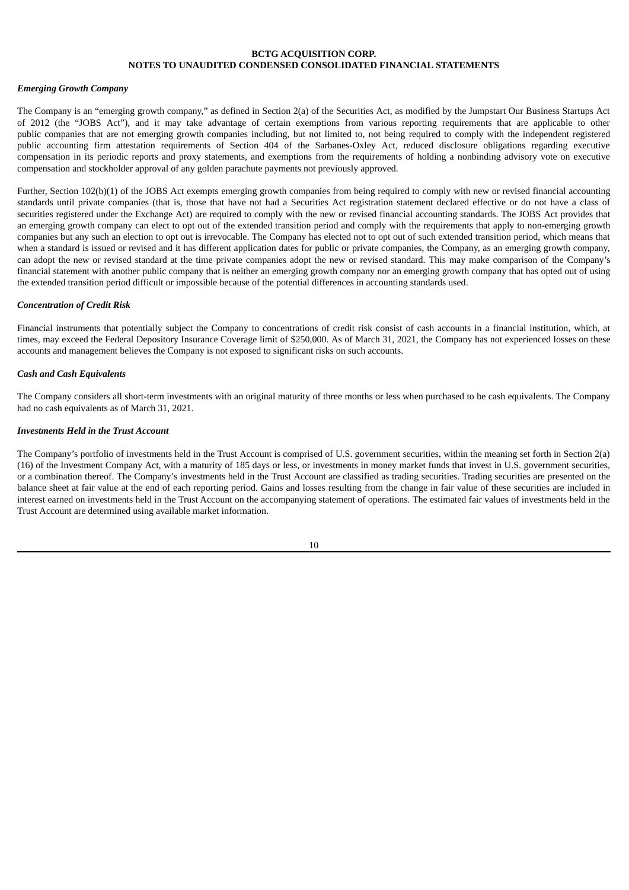*Emerging Growth Company*

The Company is an "emerging growth company," as defined in Section 2(a) of the Securities Act, as modified by the Jumpstart Our Business Startups Act of 2012 (the "JOBS Act"), and it may take advantage of certain exemptions from various reporting requirements that are applicable to other public companies that are not emerging growth companies including, but not limited to, not being required to comply with the independent registered public accounting firm attestation requirements of Section 404 of the Sarbanes-Oxley Act, reduced disclosure obligations regarding executive compensation in its periodic reports and proxy statements, and exemptions from the requirements of holding a nonbinding advisory vote on executive compensation and stockholder approval of any golden parachute payments not previously approved.

Further, Section 102(b)(1) of the JOBS Act exempts emerging growth companies from being required to comply with new or revised financial accounting standards until private companies (that is, those that have not had a Securities Act registration statement declared effective or do not have a class of securities registered under the Exchange Act) are required to comply with the new or revised financial accounting standards. The JOBS Act provides that an emerging growth company can elect to opt out of the extended transition period and comply with the requirements that apply to non-emerging growth companies but any such an election to opt out is irrevocable. The Company has elected not to opt out of such extended transition period, which means that when a standard is issued or revised and it has different application dates for public or private companies, the Company, as an emerging growth company, can adopt the new or revised standard at the time private companies adopt the new or revised standard. This may make comparison of the Company's financial statement with another public company that is neither an emerging growth company nor an emerging growth company that has opted out of using the extended transition period difficult or impossible because of the potential differences in accounting standards used.

*Concentration of Credit Risk*

Financial instruments that potentially subject the Company to concentrations of credit risk consist of cash accounts in a financial institution, which, at times, may exceed the Federal Depository Insurance Coverage limit of $250,000. As of March 31, 2021, the Company has not experienced losses on these accounts and management believes the Company is not exposed to significant risks on such accounts.

*Cash and Cash Equivalents*

The Company considers all short-term investments with an original maturity of three months or less when purchased to be cash equivalents. The Company had no cash equivalents as of March 31, 2021.

*Investments Held in the Trust Account*

The Company's portfolio of investments held in the Trust Account is comprised of U.S. government securities, within the meaning set forth in Section 2(a)(16) of the Investment Company Act, with a maturity of 185 days or less, or investments in money market funds that invest in U.S. government securities, or a combination thereof. The Company's investments held in the Trust Account are classified as trading securities. Trading securities are presented on the balance sheet at fair value at the end of each reporting period. Gains and losses resulting from the change in fair value of these securities are included in interest earned on investments held in the Trust Account on the accompanying statement of operations. The estimated fair values of investments held in the Trust Account are determined using available market information.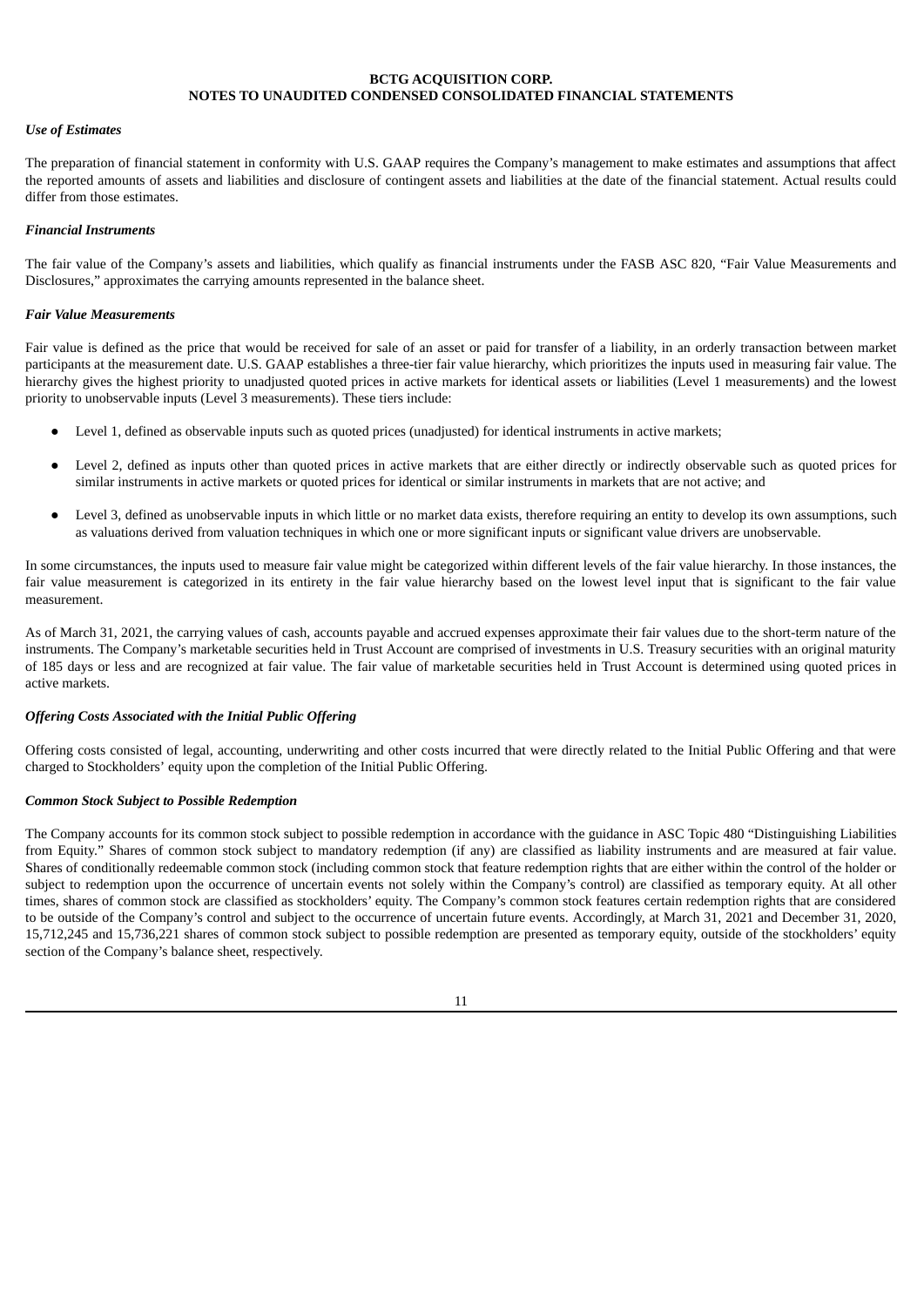### *Use of Estimates*

The preparation of financial statement in conformity with U.S. GAAP requires the Company's management to make estimates and assumptions that affect the reported amounts of assets and liabilities and disclosure of contingent assets and liabilities at the date of the financial statement. Actual results could differ from those estimates.

### *Financial Instruments*

The fair value of the Company's assets and liabilities, which qualify as financial instruments under the FASB ASC 820, "Fair Value Measurements and Disclosures," approximates the carrying amounts represented in the balance sheet.

### *Fair Value Measurements*

Fair value is defined as the price that would be received for sale of an asset or paid for transfer of a liability, in an orderly transaction between market participants at the measurement date. U.S. GAAP establishes a three-tier fair value hierarchy, which prioritizes the inputs used in measuring fair value. The hierarchy gives the highest priority to unadjusted quoted prices in active markets for identical assets or liabilities (Level 1 measurements) and the lowest priority to unobservable inputs (Level 3 measurements). These tiers include:

- Level 1, defined as observable inputs such as quoted prices (unadjusted) for identical instruments in active markets;
- Level 2, defined as inputs other than quoted prices in active markets that are either directly or indirectly observable such as quoted prices for similar instruments in active markets or quoted prices for identical or similar instruments in markets that are not active; and
- Level 3, defined as unobservable inputs in which little or no market data exists, therefore requiring an entity to develop its own assumptions, such as valuations derived from valuation techniques in which one or more significant inputs or significant value drivers are unobservable.

In some circumstances, the inputs used to measure fair value might be categorized within different levels of the fair value hierarchy. In those instances, the fair value measurement is categorized in its entirety in the fair value hierarchy based on the lowest level input that is significant to the fair value measurement.

As of March 31, 2021, the carrying values of cash, accounts payable and accrued expenses approximate their fair values due to the short-term nature of the instruments. The Company's marketable securities held in Trust Account are comprised of investments in U.S. Treasury securities with an original maturity of 185 days or less and are recognized at fair value. The fair value of marketable securities held in Trust Account is determined using quoted prices in active markets.

### *Offering Costs Associated with the Initial Public Offering*

Offering costs consisted of legal, accounting, underwriting and other costs incurred that were directly related to the Initial Public Offering and that were charged to Stockholders' equity upon the completion of the Initial Public Offering.

### *Common Stock Subject to Possible Redemption*

The Company accounts for its common stock subject to possible redemption in accordance with the guidance in ASC Topic 480 "Distinguishing Liabilities from Equity." Shares of common stock subject to mandatory redemption (if any) are classified as liability instruments and are measured at fair value. Shares of conditionally redeemable common stock (including common stock that feature redemption rights that are either within the control of the holder or subject to redemption upon the occurrence of uncertain events not solely within the Company's control) are classified as temporary equity. At all other times, shares of common stock are classified as stockholders' equity. The Company's common stock features certain redemption rights that are considered to be outside of the Company's control and subject to the occurrence of uncertain future events. Accordingly, at March 31, 2021 and December 31, 2020, 15,712,245 and 15,736,221 shares of common stock subject to possible redemption are presented as temporary equity, outside of the stockholders' equity section of the Company's balance sheet, respectively.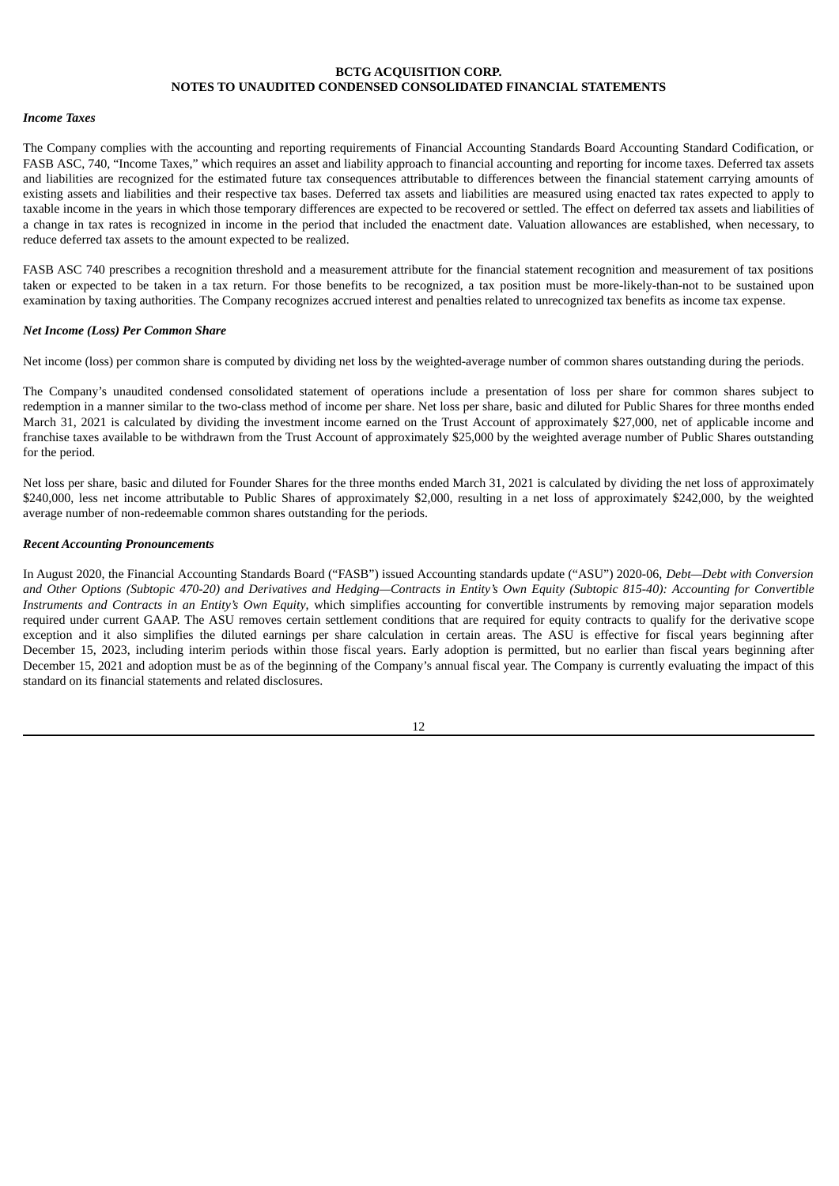**BCTG ACQUISITION CORP.**
**NOTES TO UNAUDITED CONDENSED CONSOLIDATED FINANCIAL STATEMENTS**

***Income Taxes***

The Company complies with the accounting and reporting requirements of Financial Accounting Standards Board Accounting Standard Codification, or FASB ASC, 740, "Income Taxes," which requires an asset and liability approach to financial accounting and reporting for income taxes. Deferred tax assets and liabilities are recognized for the estimated future tax consequences attributable to differences between the financial statement carrying amounts of existing assets and liabilities and their respective tax bases. Deferred tax assets and liabilities are measured using enacted tax rates expected to apply to taxable income in the years in which those temporary differences are expected to be recovered or settled. The effect on deferred tax assets and liabilities of a change in tax rates is recognized in income in the period that included the enactment date. Valuation allowances are established, when necessary, to reduce deferred tax assets to the amount expected to be realized.

FASB ASC 740 prescribes a recognition threshold and a measurement attribute for the financial statement recognition and measurement of tax positions taken or expected to be taken in a tax return. For those benefits to be recognized, a tax position must be more-likely-than-not to be sustained upon examination by taxing authorities. The Company recognizes accrued interest and penalties related to unrecognized tax benefits as income tax expense.

***Net Income (Loss) Per Common Share***

Net income (loss) per common share is computed by dividing net loss by the weighted-average number of common shares outstanding during the periods.

The Company's unaudited condensed consolidated statement of operations include a presentation of loss per share for common shares subject to redemption in a manner similar to the two-class method of income per share. Net loss per share, basic and diluted for Public Shares for three months ended March 31, 2021 is calculated by dividing the investment income earned on the Trust Account of approximately $27,000, net of applicable income and franchise taxes available to be withdrawn from the Trust Account of approximately $25,000 by the weighted average number of Public Shares outstanding for the period.

Net loss per share, basic and diluted for Founder Shares for the three months ended March 31, 2021 is calculated by dividing the net loss of approximately $240,000, less net income attributable to Public Shares of approximately $2,000, resulting in a net loss of approximately $242,000, by the weighted average number of non-redeemable common shares outstanding for the periods.

***Recent Accounting Pronouncements***

In August 2020, the Financial Accounting Standards Board ("FASB") issued Accounting standards update ("ASU") 2020-06, *Debt—Debt with Conversion and Other Options (Subtopic 470-20) and Derivatives and Hedging—Contracts in Entity's Own Equity (Subtopic 815-40): Accounting for Convertible Instruments and Contracts in an Entity's Own Equity*, which simplifies accounting for convertible instruments by removing major separation models required under current GAAP. The ASU removes certain settlement conditions that are required for equity contracts to qualify for the derivative scope exception and it also simplifies the diluted earnings per share calculation in certain areas. The ASU is effective for fiscal years beginning after December 15, 2023, including interim periods within those fiscal years. Early adoption is permitted, but no earlier than fiscal years beginning after December 15, 2021 and adoption must be as of the beginning of the Company's annual fiscal year. The Company is currently evaluating the impact of this standard on its financial statements and related disclosures.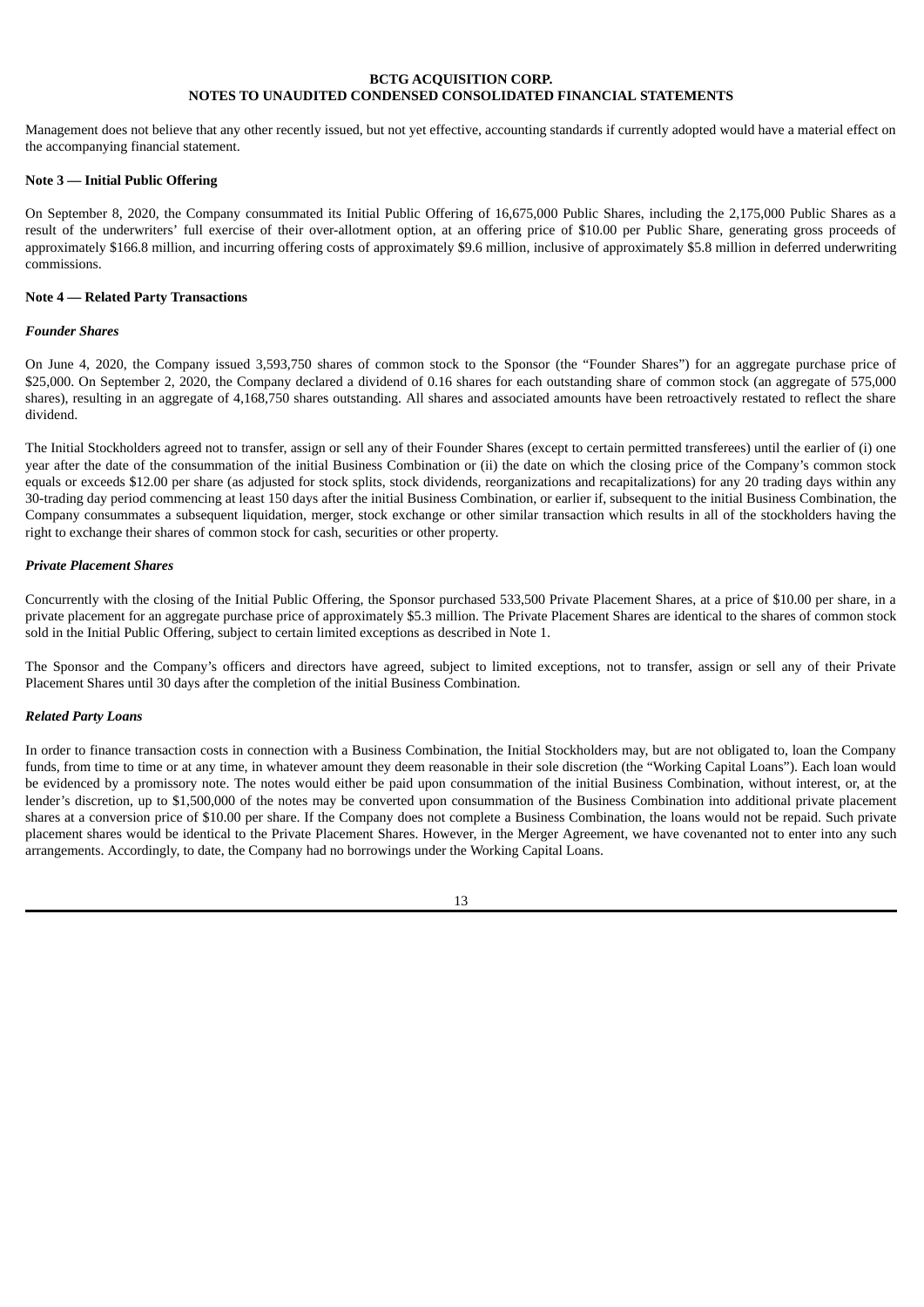Management does not believe that any other recently issued, but not yet effective, accounting standards if currently adopted would have a material effect on the accompanying financial statement.

### Note 3 — Initial Public Offering

On September 8, 2020, the Company consummated its Initial Public Offering of 16,675,000 Public Shares, including the 2,175,000 Public Shares as a result of the underwriters' full exercise of their over-allotment option, at an offering price of $10.00 per Public Share, generating gross proceeds of approximately $166.8 million, and incurring offering costs of approximately $9.6 million, inclusive of approximately $5.8 million in deferred underwriting commissions.

### Note 4 — Related Party Transactions

#### *Founder Shares*

On June 4, 2020, the Company issued 3,593,750 shares of common stock to the Sponsor (the "Founder Shares") for an aggregate purchase price of $25,000. On September 2, 2020, the Company declared a dividend of 0.16 shares for each outstanding share of common stock (an aggregate of 575,000 shares), resulting in an aggregate of 4,168,750 shares outstanding. All shares and associated amounts have been retroactively restated to reflect the share dividend.

The Initial Stockholders agreed not to transfer, assign or sell any of their Founder Shares (except to certain permitted transferees) until the earlier of (i) one year after the date of the consummation of the initial Business Combination or (ii) the date on which the closing price of the Company's common stock equals or exceeds $12.00 per share (as adjusted for stock splits, stock dividends, reorganizations and recapitalizations) for any 20 trading days within any 30-trading day period commencing at least 150 days after the initial Business Combination, or earlier if, subsequent to the initial Business Combination, the Company consummates a subsequent liquidation, merger, stock exchange or other similar transaction which results in all of the stockholders having the right to exchange their shares of common stock for cash, securities or other property.

#### *Private Placement Shares*

Concurrently with the closing of the Initial Public Offering, the Sponsor purchased 533,500 Private Placement Shares, at a price of $10.00 per share, in a private placement for an aggregate purchase price of approximately $5.3 million. The Private Placement Shares are identical to the shares of common stock sold in the Initial Public Offering, subject to certain limited exceptions as described in Note 1.

The Sponsor and the Company's officers and directors have agreed, subject to limited exceptions, not to transfer, assign or sell any of their Private Placement Shares until 30 days after the completion of the initial Business Combination.

#### *Related Party Loans*

In order to finance transaction costs in connection with a Business Combination, the Initial Stockholders may, but are not obligated to, loan the Company funds, from time to time or at any time, in whatever amount they deem reasonable in their sole discretion (the "Working Capital Loans"). Each loan would be evidenced by a promissory note. The notes would either be paid upon consummation of the initial Business Combination, without interest, or, at the lender's discretion, up to $1,500,000 of the notes may be converted upon consummation of the Business Combination into additional private placement shares at a conversion price of $10.00 per share. If the Company does not complete a Business Combination, the loans would not be repaid. Such private placement shares would be identical to the Private Placement Shares. However, in the Merger Agreement, we have covenanted not to enter into any such arrangements. Accordingly, to date, the Company had no borrowings under the Working Capital Loans.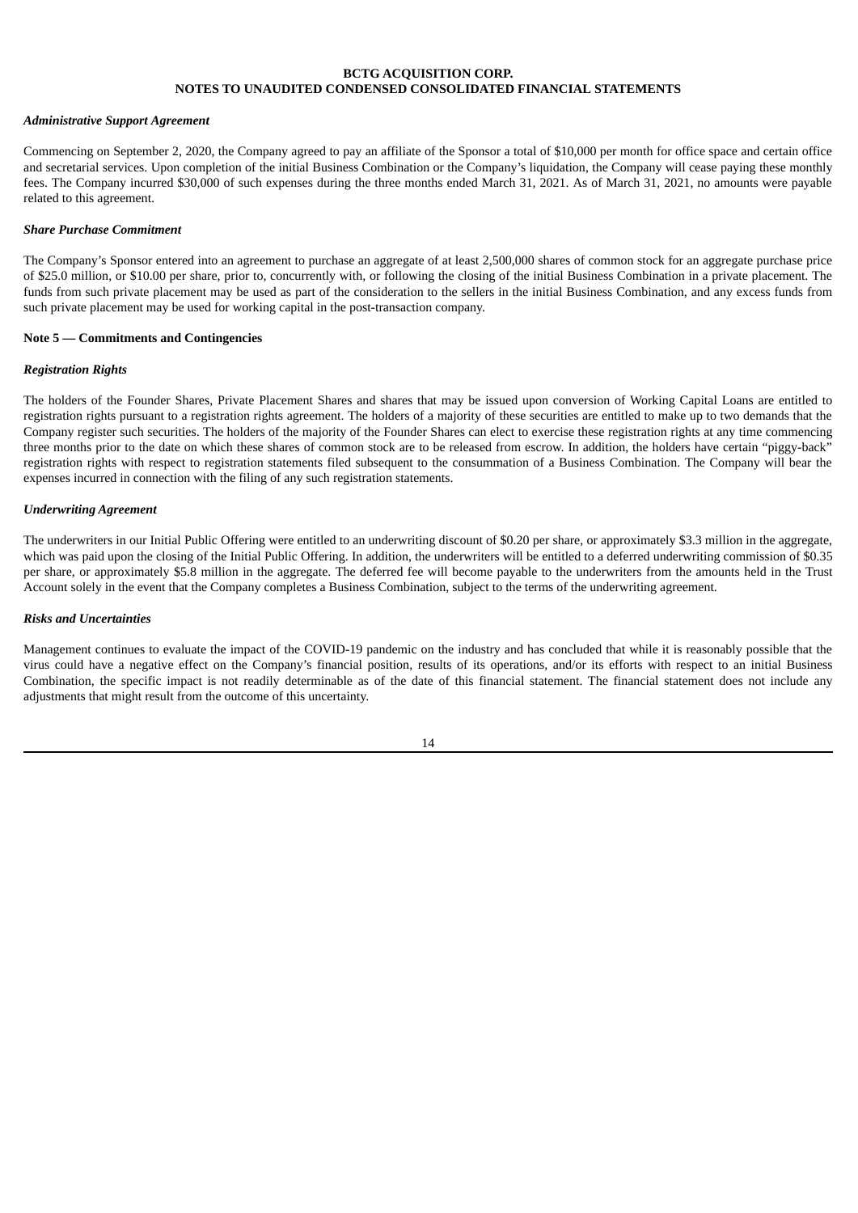***Administrative Support Agreement***

Commencing on September 2, 2020, the Company agreed to pay an affiliate of the Sponsor a total of $10,000 per month for office space and certain office and secretarial services. Upon completion of the initial Business Combination or the Company's liquidation, the Company will cease paying these monthly fees. The Company incurred $30,000 of such expenses during the three months ended March 31, 2021. As of March 31, 2021, no amounts were payable related to this agreement.

***Share Purchase Commitment***

The Company's Sponsor entered into an agreement to purchase an aggregate of at least 2,500,000 shares of common stock for an aggregate purchase price of $25.0 million, or $10.00 per share, prior to, concurrently with, or following the closing of the initial Business Combination in a private placement. The funds from such private placement may be used as part of the consideration to the sellers in the initial Business Combination, and any excess funds from such private placement may be used for working capital in the post-transaction company.

**Note 5 — Commitments and Contingencies**

***Registration Rights***

The holders of the Founder Shares, Private Placement Shares and shares that may be issued upon conversion of Working Capital Loans are entitled to registration rights pursuant to a registration rights agreement. The holders of a majority of these securities are entitled to make up to two demands that the Company register such securities. The holders of the majority of the Founder Shares can elect to exercise these registration rights at any time commencing three months prior to the date on which these shares of common stock are to be released from escrow. In addition, the holders have certain "piggy-back" registration rights with respect to registration statements filed subsequent to the consummation of a Business Combination. The Company will bear the expenses incurred in connection with the filing of any such registration statements.

***Underwriting Agreement***

The underwriters in our Initial Public Offering were entitled to an underwriting discount of $0.20 per share, or approximately $3.3 million in the aggregate, which was paid upon the closing of the Initial Public Offering. In addition, the underwriters will be entitled to a deferred underwriting commission of $0.35 per share, or approximately $5.8 million in the aggregate. The deferred fee will become payable to the underwriters from the amounts held in the Trust Account solely in the event that the Company completes a Business Combination, subject to the terms of the underwriting agreement.

***Risks and Uncertainties***

Management continues to evaluate the impact of the COVID-19 pandemic on the industry and has concluded that while it is reasonably possible that the virus could have a negative effect on the Company's financial position, results of its operations, and/or its efforts with respect to an initial Business Combination, the specific impact is not readily determinable as of the date of this financial statement. The financial statement does not include any adjustments that might result from the outcome of this uncertainty.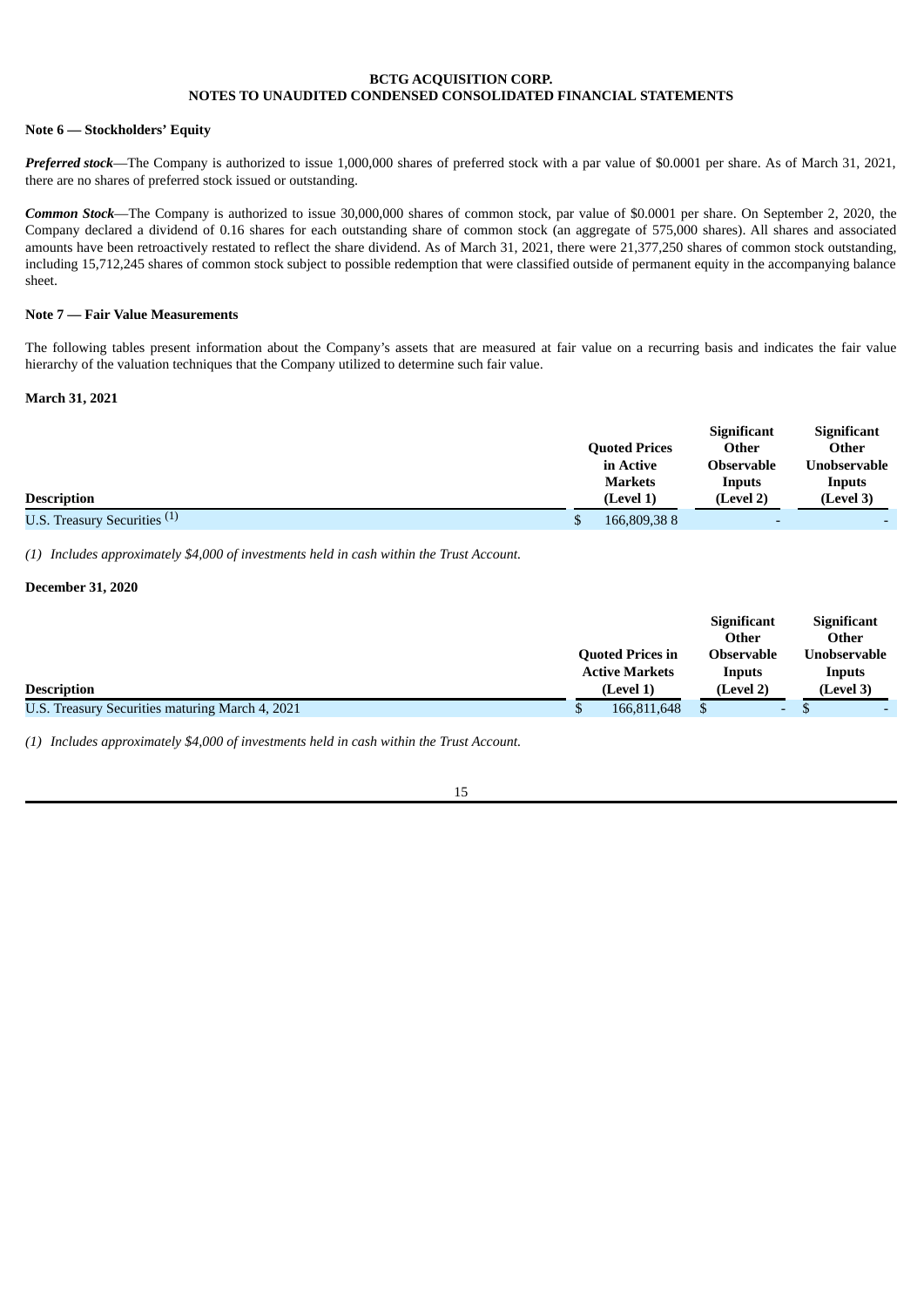**BCTG ACQUISITION CORP.**
**NOTES TO UNAUDITED CONDENSED CONSOLIDATED FINANCIAL STATEMENTS**

**Note 6 — Stockholders' Equity**

***Preferred stock***—The Company is authorized to issue 1,000,000 shares of preferred stock with a par value of $0.0001 per share. As of March 31, 2021, there are no shares of preferred stock issued or outstanding.

***Common Stock***—The Company is authorized to issue 30,000,000 shares of common stock, par value of $0.0001 per share. On September 2, 2020, the Company declared a dividend of 0.16 shares for each outstanding share of common stock (an aggregate of 575,000 shares). All shares and associated amounts have been retroactively restated to reflect the share dividend. As of March 31, 2021, there were 21,377,250 shares of common stock outstanding, including 15,712,245 shares of common stock subject to possible redemption that were classified outside of permanent equity in the accompanying balance sheet.

**Note 7 — Fair Value Measurements**

The following tables present information about the Company's assets that are measured at fair value on a recurring basis and indicates the fair value hierarchy of the valuation techniques that the Company utilized to determine such fair value.

**March 31, 2021**

| Description | Quoted Prices in Active Markets (Level 1) | Significant Other Observable Inputs (Level 2) | Significant Other Unobservable Inputs (Level 3) |
|---|---|---|---|
| U.S. Treasury Securities [(1)] | $ 166,809,38 8 | - | - |

*(1) Includes approximately $4,000 of investments held in cash within the Trust Account.*

**December 31, 2020**

| Description | Quoted Prices in Active Markets (Level 1) | Significant Other Observable Inputs (Level 2) | Significant Other Unobservable Inputs (Level 3) |
|---|---|---|---|
| U.S. Treasury Securities maturing March 4, 2021 | $ 166,811,648 | $ - | $ - |

*(1) Includes approximately $4,000 of investments held in cash within the Trust Account.*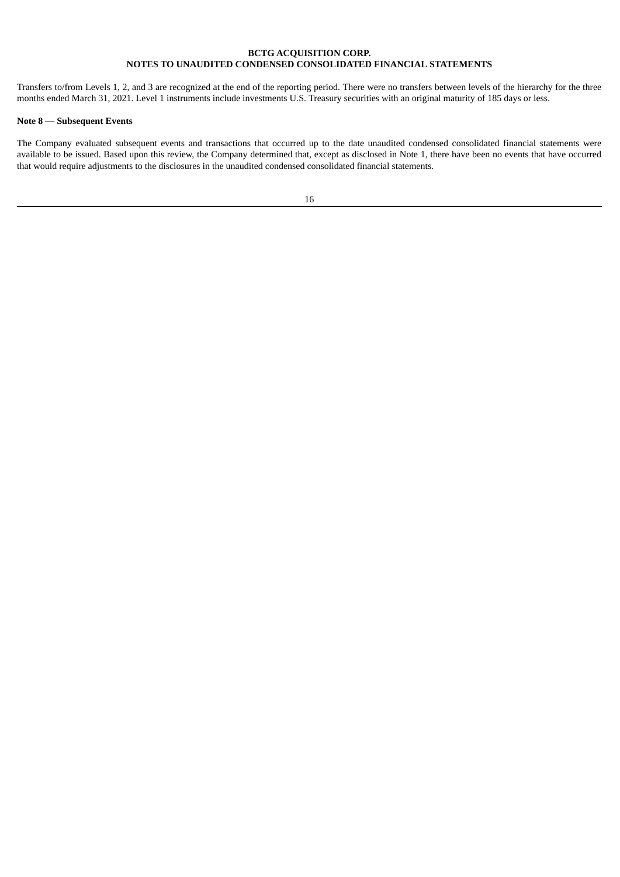Transfers to/from Levels 1, 2, and 3 are recognized at the end of the reporting period. There were no transfers between levels of the hierarchy for the three months ended March 31, 2021. Level 1 instruments include investments U.S. Treasury securities with an original maturity of 185 days or less.

**Note 8 — Subsequent Events**

The Company evaluated subsequent events and transactions that occurred up to the date unaudited condensed consolidated financial statements were available to be issued. Based upon this review, the Company determined that, except as disclosed in Note 1, there have been no events that have occurred that would require adjustments to the disclosures in the unaudited condensed consolidated financial statements.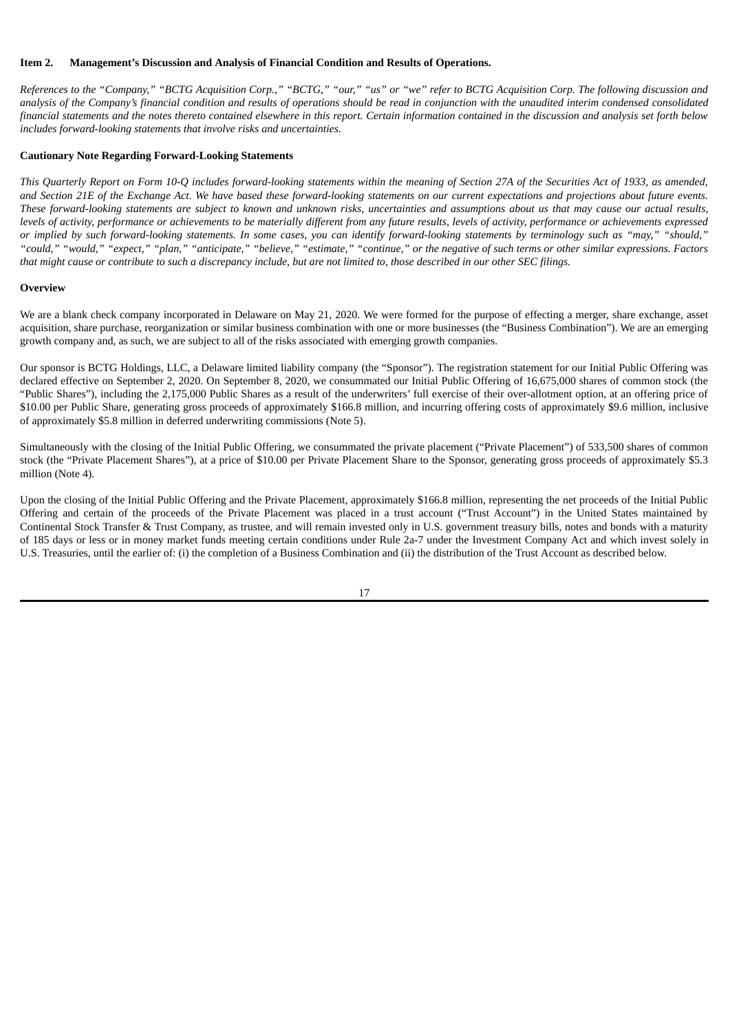### Item 2. Management's Discussion and Analysis of Financial Condition and Results of Operations.

*References to the "Company," "BCTG Acquisition Corp.," "BCTG," "our," "us" or "we" refer to BCTG Acquisition Corp. The following discussion and analysis of the Company's financial condition and results of operations should be read in conjunction with the unaudited interim condensed consolidated financial statements and the notes thereto contained elsewhere in this report. Certain information contained in the discussion and analysis set forth below includes forward-looking statements that involve risks and uncertainties.*

#### Cautionary Note Regarding Forward-Looking Statements

*This Quarterly Report on Form 10-Q includes forward-looking statements within the meaning of Section 27A of the Securities Act of 1933, as amended, and Section 21E of the Exchange Act. We have based these forward-looking statements on our current expectations and projections about future events. These forward-looking statements are subject to known and unknown risks, uncertainties and assumptions about us that may cause our actual results, levels of activity, performance or achievements to be materially different from any future results, levels of activity, performance or achievements expressed or implied by such forward-looking statements. In some cases, you can identify forward-looking statements by terminology such as "may," "should," "could," "would," "expect," "plan," "anticipate," "believe," "estimate," "continue," or the negative of such terms or other similar expressions. Factors that might cause or contribute to such a discrepancy include, but are not limited to, those described in our other SEC filings.*

#### Overview

We are a blank check company incorporated in Delaware on May 21, 2020. We were formed for the purpose of effecting a merger, share exchange, asset acquisition, share purchase, reorganization or similar business combination with one or more businesses (the "Business Combination"). We are an emerging growth company and, as such, we are subject to all of the risks associated with emerging growth companies.

Our sponsor is BCTG Holdings, LLC, a Delaware limited liability company (the "Sponsor"). The registration statement for our Initial Public Offering was declared effective on September 2, 2020. On September 8, 2020, we consummated our Initial Public Offering of 16,675,000 shares of common stock (the "Public Shares"), including the 2,175,000 Public Shares as a result of the underwriters' full exercise of their over-allotment option, at an offering price of $10.00 per Public Share, generating gross proceeds of approximately $166.8 million, and incurring offering costs of approximately $9.6 million, inclusive of approximately $5.8 million in deferred underwriting commissions (Note 5).

Simultaneously with the closing of the Initial Public Offering, we consummated the private placement ("Private Placement") of 533,500 shares of common stock (the "Private Placement Shares"), at a price of $10.00 per Private Placement Share to the Sponsor, generating gross proceeds of approximately $5.3 million (Note 4).

Upon the closing of the Initial Public Offering and the Private Placement, approximately $166.8 million, representing the net proceeds of the Initial Public Offering and certain of the proceeds of the Private Placement was placed in a trust account ("Trust Account") in the United States maintained by Continental Stock Transfer & Trust Company, as trustee, and will remain invested only in U.S. government treasury bills, notes and bonds with a maturity of 185 days or less or in money market funds meeting certain conditions under Rule 2a-7 under the Investment Company Act and which invest solely in U.S. Treasuries, until the earlier of: (i) the completion of a Business Combination and (ii) the distribution of the Trust Account as described below.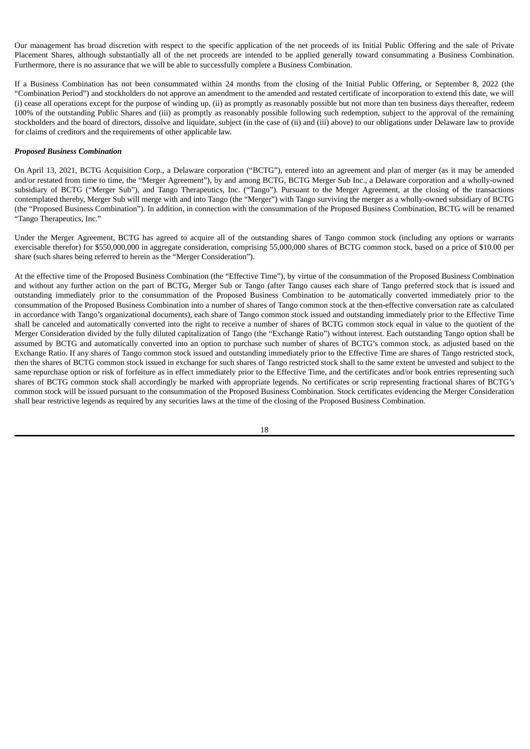Our management has broad discretion with respect to the specific application of the net proceeds of its Initial Public Offering and the sale of Private Placement Shares, although substantially all of the net proceeds are intended to be applied generally toward consummating a Business Combination. Furthermore, there is no assurance that we will be able to successfully complete a Business Combination.

If a Business Combination has not been consummated within 24 months from the closing of the Initial Public Offering, or September 8, 2022 (the "Combination Period") and stockholders do not approve an amendment to the amended and restated certificate of incorporation to extend this date, we will (i) cease all operations except for the purpose of winding up, (ii) as promptly as reasonably possible but not more than ten business days thereafter, redeem 100% of the outstanding Public Shares and (iii) as promptly as reasonably possible following such redemption, subject to the approval of the remaining stockholders and the board of directors, dissolve and liquidate, subject (in the case of (ii) and (iii) above) to our obligations under Delaware law to provide for claims of creditors and the requirements of other applicable law.

***Proposed Business Combination***

On April 13, 2021, BCTG Acquisition Corp., a Delaware corporation ("BCTG"), entered into an agreement and plan of merger (as it may be amended and/or restated from time to time, the "Merger Agreement"), by and among BCTG, BCTG Merger Sub Inc., a Delaware corporation and a wholly-owned subsidiary of BCTG ("Merger Sub"), and Tango Therapeutics, Inc. ("Tango"). Pursuant to the Merger Agreement, at the closing of the transactions contemplated thereby, Merger Sub will merge with and into Tango (the "Merger") with Tango surviving the merger as a wholly-owned subsidiary of BCTG (the "Proposed Business Combination"). In addition, in connection with the consummation of the Proposed Business Combination, BCTG will be renamed "Tango Therapeutics, Inc."

Under the Merger Agreement, BCTG has agreed to acquire all of the outstanding shares of Tango common stock (including any options or warrants exercisable therefor) for $550,000,000 in aggregate consideration, comprising 55,000,000 shares of BCTG common stock, based on a price of $10.00 per share (such shares being referred to herein as the "Merger Consideration").

At the effective time of the Proposed Business Combination (the "Effective Time"), by virtue of the consummation of the Proposed Business Combination and without any further action on the part of BCTG, Merger Sub or Tango (after Tango causes each share of Tango preferred stock that is issued and outstanding immediately prior to the consummation of the Proposed Business Combination to be automatically converted immediately prior to the consummation of the Proposed Business Combination into a number of shares of Tango common stock at the then-effective conversation rate as calculated in accordance with Tango's organizational documents), each share of Tango common stock issued and outstanding immediately prior to the Effective Time shall be canceled and automatically converted into the right to receive a number of shares of BCTG common stock equal in value to the quotient of the Merger Consideration divided by the fully diluted capitalization of Tango (the "Exchange Ratio") without interest. Each outstanding Tango option shall be assumed by BCTG and automatically converted into an option to purchase such number of shares of BCTG's common stock, as adjusted based on the Exchange Ratio. If any shares of Tango common stock issued and outstanding immediately prior to the Effective Time are shares of Tango restricted stock, then the shares of BCTG common stock issued in exchange for such shares of Tango restricted stock shall to the same extent be unvested and subject to the same repurchase option or risk of forfeiture as in effect immediately prior to the Effective Time, and the certificates and/or book entries representing such shares of BCTG common stock shall accordingly be marked with appropriate legends. No certificates or scrip representing fractional shares of BCTG's common stock will be issued pursuant to the consummation of the Proposed Business Combination. Stock certificates evidencing the Merger Consideration shall bear restrictive legends as required by any securities laws at the time of the closing of the Proposed Business Combination.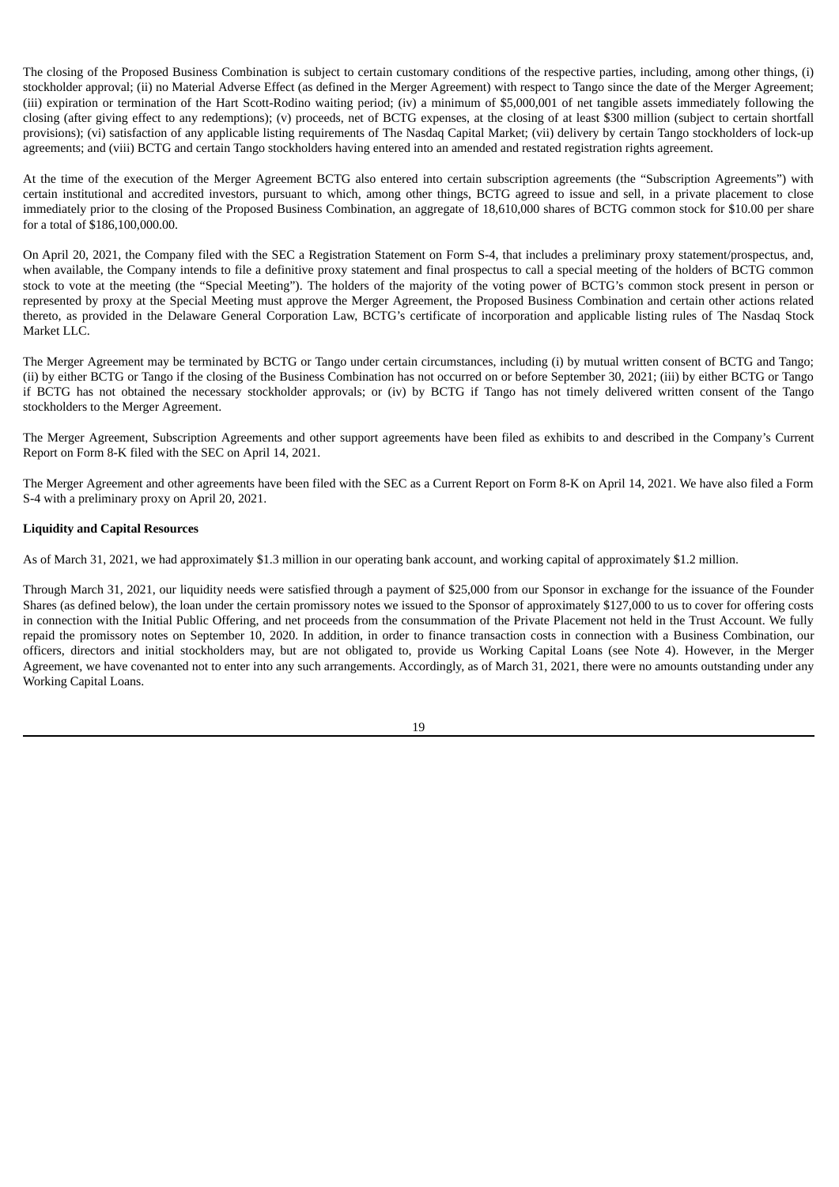The closing of the Proposed Business Combination is subject to certain customary conditions of the respective parties, including, among other things, (i) stockholder approval; (ii) no Material Adverse Effect (as defined in the Merger Agreement) with respect to Tango since the date of the Merger Agreement; (iii) expiration or termination of the Hart Scott-Rodino waiting period; (iv) a minimum of $5,000,001 of net tangible assets immediately following the closing (after giving effect to any redemptions); (v) proceeds, net of BCTG expenses, at the closing of at least $300 million (subject to certain shortfall provisions); (vi) satisfaction of any applicable listing requirements of The Nasdaq Capital Market; (vii) delivery by certain Tango stockholders of lock-up agreements; and (viii) BCTG and certain Tango stockholders having entered into an amended and restated registration rights agreement.

At the time of the execution of the Merger Agreement BCTG also entered into certain subscription agreements (the "Subscription Agreements") with certain institutional and accredited investors, pursuant to which, among other things, BCTG agreed to issue and sell, in a private placement to close immediately prior to the closing of the Proposed Business Combination, an aggregate of 18,610,000 shares of BCTG common stock for $10.00 per share for a total of $186,100,000.00.

On April 20, 2021, the Company filed with the SEC a Registration Statement on Form S-4, that includes a preliminary proxy statement/prospectus, and, when available, the Company intends to file a definitive proxy statement and final prospectus to call a special meeting of the holders of BCTG common stock to vote at the meeting (the "Special Meeting"). The holders of the majority of the voting power of BCTG's common stock present in person or represented by proxy at the Special Meeting must approve the Merger Agreement, the Proposed Business Combination and certain other actions related thereto, as provided in the Delaware General Corporation Law, BCTG's certificate of incorporation and applicable listing rules of The Nasdaq Stock Market LLC.

The Merger Agreement may be terminated by BCTG or Tango under certain circumstances, including (i) by mutual written consent of BCTG and Tango; (ii) by either BCTG or Tango if the closing of the Business Combination has not occurred on or before September 30, 2021; (iii) by either BCTG or Tango if BCTG has not obtained the necessary stockholder approvals; or (iv) by BCTG if Tango has not timely delivered written consent of the Tango stockholders to the Merger Agreement.

The Merger Agreement, Subscription Agreements and other support agreements have been filed as exhibits to and described in the Company's Current Report on Form 8-K filed with the SEC on April 14, 2021.

The Merger Agreement and other agreements have been filed with the SEC as a Current Report on Form 8-K on April 14, 2021. We have also filed a Form S-4 with a preliminary proxy on April 20, 2021.

**Liquidity and Capital Resources**

As of March 31, 2021, we had approximately $1.3 million in our operating bank account, and working capital of approximately $1.2 million.

Through March 31, 2021, our liquidity needs were satisfied through a payment of $25,000 from our Sponsor in exchange for the issuance of the Founder Shares (as defined below), the loan under the certain promissory notes we issued to the Sponsor of approximately $127,000 to us to cover for offering costs in connection with the Initial Public Offering, and net proceeds from the consummation of the Private Placement not held in the Trust Account. We fully repaid the promissory notes on September 10, 2020. In addition, in order to finance transaction costs in connection with a Business Combination, our officers, directors and initial stockholders may, but are not obligated to, provide us Working Capital Loans (see Note 4). However, in the Merger Agreement, we have covenanted not to enter into any such arrangements. Accordingly, as of March 31, 2021, there were no amounts outstanding under any Working Capital Loans.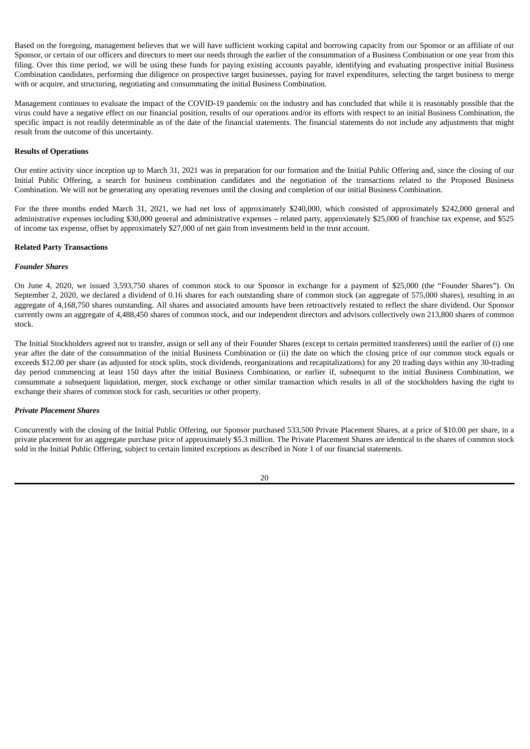Based on the foregoing, management believes that we will have sufficient working capital and borrowing capacity from our Sponsor or an affiliate of our Sponsor, or certain of our officers and directors to meet our needs through the earlier of the consummation of a Business Combination or one year from this filing. Over this time period, we will be using these funds for paying existing accounts payable, identifying and evaluating prospective initial Business Combination candidates, performing due diligence on prospective target businesses, paying for travel expenditures, selecting the target business to merge with or acquire, and structuring, negotiating and consummating the initial Business Combination.

Management continues to evaluate the impact of the COVID-19 pandemic on the industry and has concluded that while it is reasonably possible that the virus could have a negative effect on our financial position, results of our operations and/or its efforts with respect to an initial Business Combination, the specific impact is not readily determinable as of the date of the financial statements. The financial statements do not include any adjustments that might result from the outcome of this uncertainty.

**Results of Operations**

Our entire activity since inception up to March 31, 2021 was in preparation for our formation and the Initial Public Offering and, since the closing of our Initial Public Offering, a search for business combination candidates and the negotiation of the transactions related to the Proposed Business Combination. We will not be generating any operating revenues until the closing and completion of our initial Business Combination.

For the three months ended March 31, 2021, we had net loss of approximately $240,000, which consisted of approximately $242,000 general and administrative expenses including $30,000 general and administrative expenses – related party, approximately $25,000 of franchise tax expense, and $525 of income tax expense, offset by approximately $27,000 of net gain from investments held in the trust account.

**Related Party Transactions**

***Founder Shares***

On June 4, 2020, we issued 3,593,750 shares of common stock to our Sponsor in exchange for a payment of $25,000 (the "Founder Shares"). On September 2, 2020, we declared a dividend of 0.16 shares for each outstanding share of common stock (an aggregate of 575,000 shares), resulting in an aggregate of 4,168,750 shares outstanding. All shares and associated amounts have been retroactively restated to reflect the share dividend. Our Sponsor currently owns an aggregate of 4,488,450 shares of common stock, and our independent directors and advisors collectively own 213,800 shares of common stock.

The Initial Stockholders agreed not to transfer, assign or sell any of their Founder Shares (except to certain permitted transferees) until the earlier of (i) one year after the date of the consummation of the initial Business Combination or (ii) the date on which the closing price of our common stock equals or exceeds $12.00 per share (as adjusted for stock splits, stock dividends, reorganizations and recapitalizations) for any 20 trading days within any 30-trading day period commencing at least 150 days after the initial Business Combination, or earlier if, subsequent to the initial Business Combination, we consummate a subsequent liquidation, merger, stock exchange or other similar transaction which results in all of the stockholders having the right to exchange their shares of common stock for cash, securities or other property.

***Private Placement Shares***

Concurrently with the closing of the Initial Public Offering, our Sponsor purchased 533,500 Private Placement Shares, at a price of $10.00 per share, in a private placement for an aggregate purchase price of approximately $5.3 million. The Private Placement Shares are identical to the shares of common stock sold in the Initial Public Offering, subject to certain limited exceptions as described in Note 1 of our financial statements.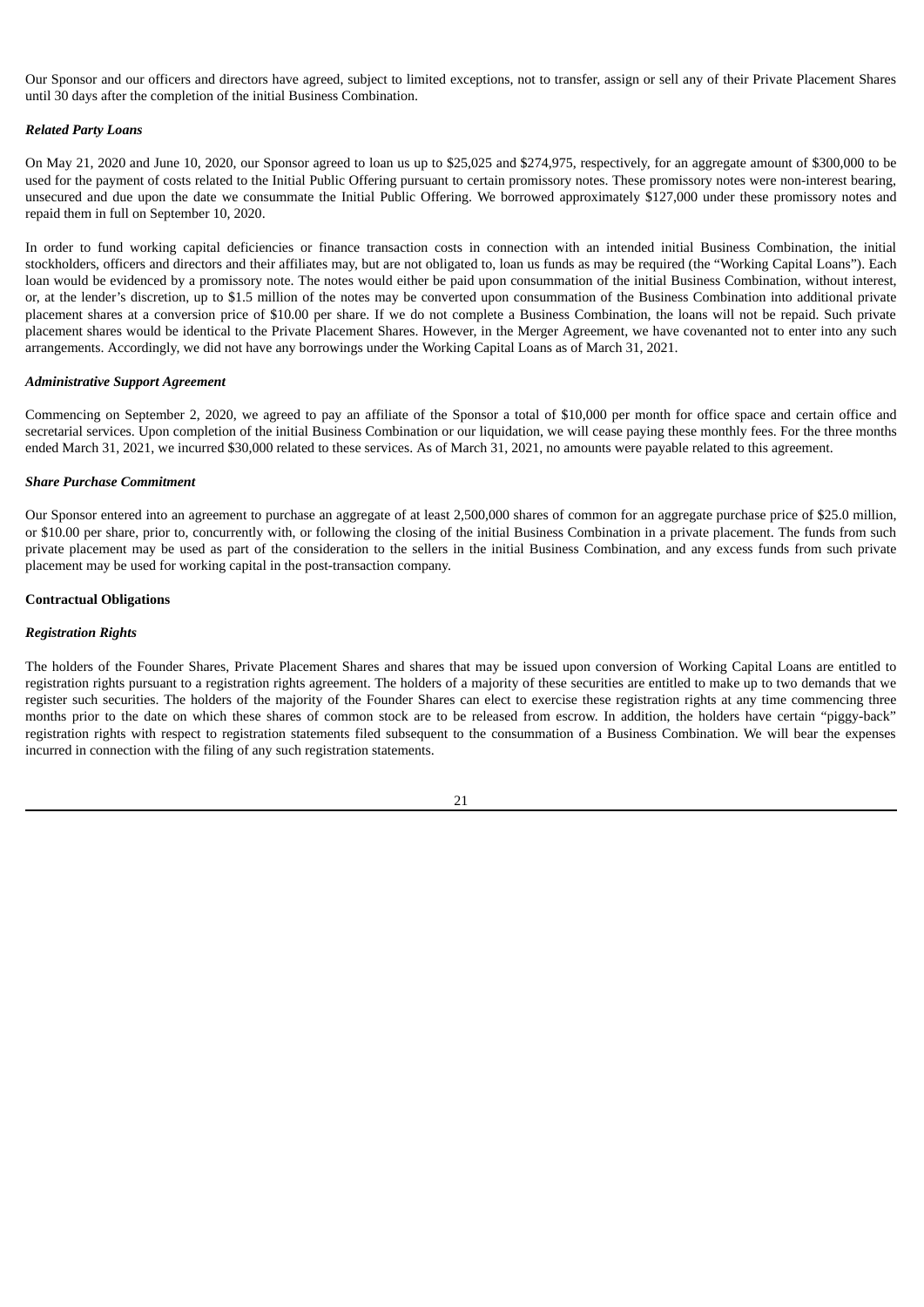Our Sponsor and our officers and directors have agreed, subject to limited exceptions, not to transfer, assign or sell any of their Private Placement Shares until 30 days after the completion of the initial Business Combination.

***Related Party Loans***

On May 21, 2020 and June 10, 2020, our Sponsor agreed to loan us up to $25,025 and $274,975, respectively, for an aggregate amount of $300,000 to be used for the payment of costs related to the Initial Public Offering pursuant to certain promissory notes. These promissory notes were non-interest bearing, unsecured and due upon the date we consummate the Initial Public Offering. We borrowed approximately $127,000 under these promissory notes and repaid them in full on September 10, 2020.

In order to fund working capital deficiencies or finance transaction costs in connection with an intended initial Business Combination, the initial stockholders, officers and directors and their affiliates may, but are not obligated to, loan us funds as may be required (the "Working Capital Loans"). Each loan would be evidenced by a promissory note. The notes would either be paid upon consummation of the initial Business Combination, without interest, or, at the lender's discretion, up to $1.5 million of the notes may be converted upon consummation of the Business Combination into additional private placement shares at a conversion price of $10.00 per share. If we do not complete a Business Combination, the loans will not be repaid. Such private placement shares would be identical to the Private Placement Shares. However, in the Merger Agreement, we have covenanted not to enter into any such arrangements. Accordingly, we did not have any borrowings under the Working Capital Loans as of March 31, 2021.

***Administrative Support Agreement***

Commencing on September 2, 2020, we agreed to pay an affiliate of the Sponsor a total of $10,000 per month for office space and certain office and secretarial services. Upon completion of the initial Business Combination or our liquidation, we will cease paying these monthly fees. For the three months ended March 31, 2021, we incurred $30,000 related to these services. As of March 31, 2021, no amounts were payable related to this agreement.

***Share Purchase Commitment***

Our Sponsor entered into an agreement to purchase an aggregate of at least 2,500,000 shares of common for an aggregate purchase price of $25.0 million, or $10.00 per share, prior to, concurrently with, or following the closing of the initial Business Combination in a private placement. The funds from such private placement may be used as part of the consideration to the sellers in the initial Business Combination, and any excess funds from such private placement may be used for working capital in the post-transaction company.

**Contractual Obligations**

***Registration Rights***

The holders of the Founder Shares, Private Placement Shares and shares that may be issued upon conversion of Working Capital Loans are entitled to registration rights pursuant to a registration rights agreement. The holders of a majority of these securities are entitled to make up to two demands that we register such securities. The holders of the majority of the Founder Shares can elect to exercise these registration rights at any time commencing three months prior to the date on which these shares of common stock are to be released from escrow. In addition, the holders have certain "piggy-back" registration rights with respect to registration statements filed subsequent to the consummation of a Business Combination. We will bear the expenses incurred in connection with the filing of any such registration statements.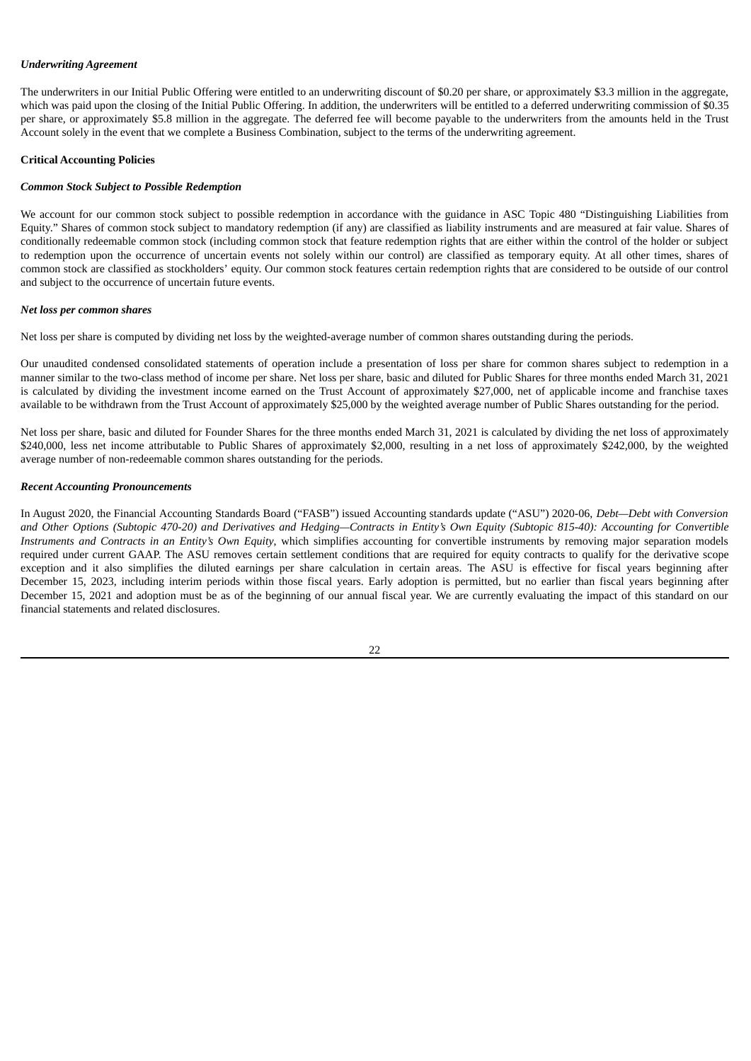***Underwriting Agreement***

The underwriters in our Initial Public Offering were entitled to an underwriting discount of $0.20 per share, or approximately $3.3 million in the aggregate, which was paid upon the closing of the Initial Public Offering. In addition, the underwriters will be entitled to a deferred underwriting commission of $0.35 per share, or approximately $5.8 million in the aggregate. The deferred fee will become payable to the underwriters from the amounts held in the Trust Account solely in the event that we complete a Business Combination, subject to the terms of the underwriting agreement.

**Critical Accounting Policies**

***Common Stock Subject to Possible Redemption***

We account for our common stock subject to possible redemption in accordance with the guidance in ASC Topic 480 "Distinguishing Liabilities from Equity." Shares of common stock subject to mandatory redemption (if any) are classified as liability instruments and are measured at fair value. Shares of conditionally redeemable common stock (including common stock that feature redemption rights that are either within the control of the holder or subject to redemption upon the occurrence of uncertain events not solely within our control) are classified as temporary equity. At all other times, shares of common stock are classified as stockholders' equity. Our common stock features certain redemption rights that are considered to be outside of our control and subject to the occurrence of uncertain future events.

***Net loss per common shares***

Net loss per share is computed by dividing net loss by the weighted-average number of common shares outstanding during the periods.

Our unaudited condensed consolidated statements of operation include a presentation of loss per share for common shares subject to redemption in a manner similar to the two-class method of income per share. Net loss per share, basic and diluted for Public Shares for three months ended March 31, 2021 is calculated by dividing the investment income earned on the Trust Account of approximately $27,000, net of applicable income and franchise taxes available to be withdrawn from the Trust Account of approximately $25,000 by the weighted average number of Public Shares outstanding for the period.

Net loss per share, basic and diluted for Founder Shares for the three months ended March 31, 2021 is calculated by dividing the net loss of approximately $240,000, less net income attributable to Public Shares of approximately $2,000, resulting in a net loss of approximately $242,000, by the weighted average number of non-redeemable common shares outstanding for the periods.

***Recent Accounting Pronouncements***

In August 2020, the Financial Accounting Standards Board ("FASB") issued Accounting standards update ("ASU") 2020-06, *Debt—Debt with Conversion and Other Options (Subtopic 470-20) and Derivatives and Hedging—Contracts in Entity's Own Equity (Subtopic 815-40): Accounting for Convertible Instruments and Contracts in an Entity's Own Equity*, which simplifies accounting for convertible instruments by removing major separation models required under current GAAP. The ASU removes certain settlement conditions that are required for equity contracts to qualify for the derivative scope exception and it also simplifies the diluted earnings per share calculation in certain areas. The ASU is effective for fiscal years beginning after December 15, 2023, including interim periods within those fiscal years. Early adoption is permitted, but no earlier than fiscal years beginning after December 15, 2021 and adoption must be as of the beginning of our annual fiscal year. We are currently evaluating the impact of this standard on our financial statements and related disclosures.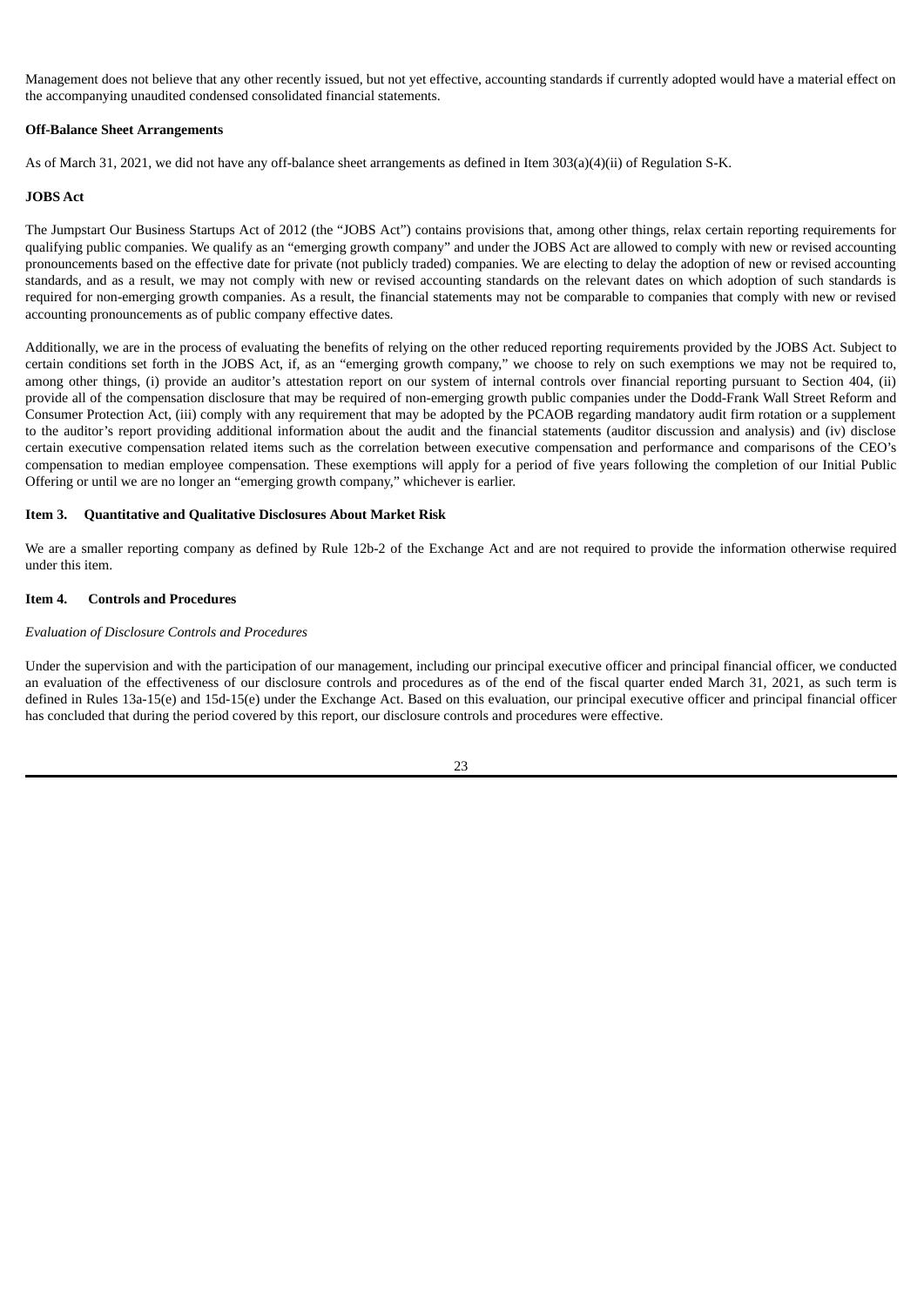Management does not believe that any other recently issued, but not yet effective, accounting standards if currently adopted would have a material effect on the accompanying unaudited condensed consolidated financial statements.

**Off-Balance Sheet Arrangements**

As of March 31, 2021, we did not have any off-balance sheet arrangements as defined in Item 303(a)(4)(ii) of Regulation S-K.

**JOBS Act**

The Jumpstart Our Business Startups Act of 2012 (the "JOBS Act") contains provisions that, among other things, relax certain reporting requirements for qualifying public companies. We qualify as an "emerging growth company" and under the JOBS Act are allowed to comply with new or revised accounting pronouncements based on the effective date for private (not publicly traded) companies. We are electing to delay the adoption of new or revised accounting standards, and as a result, we may not comply with new or revised accounting standards on the relevant dates on which adoption of such standards is required for non-emerging growth companies. As a result, the financial statements may not be comparable to companies that comply with new or revised accounting pronouncements as of public company effective dates.

Additionally, we are in the process of evaluating the benefits of relying on the other reduced reporting requirements provided by the JOBS Act. Subject to certain conditions set forth in the JOBS Act, if, as an "emerging growth company," we choose to rely on such exemptions we may not be required to, among other things, (i) provide an auditor's attestation report on our system of internal controls over financial reporting pursuant to Section 404, (ii) provide all of the compensation disclosure that may be required of non-emerging growth public companies under the Dodd-Frank Wall Street Reform and Consumer Protection Act, (iii) comply with any requirement that may be adopted by the PCAOB regarding mandatory audit firm rotation or a supplement to the auditor's report providing additional information about the audit and the financial statements (auditor discussion and analysis) and (iv) disclose certain executive compensation related items such as the correlation between executive compensation and performance and comparisons of the CEO's compensation to median employee compensation. These exemptions will apply for a period of five years following the completion of our Initial Public Offering or until we are no longer an "emerging growth company," whichever is earlier.

## Item 3. Quantitative and Qualitative Disclosures About Market Risk

We are a smaller reporting company as defined by Rule 12b-2 of the Exchange Act and are not required to provide the information otherwise required under this item.

## Item 4. Controls and Procedures

*Evaluation of Disclosure Controls and Procedures*

Under the supervision and with the participation of our management, including our principal executive officer and principal financial officer, we conducted an evaluation of the effectiveness of our disclosure controls and procedures as of the end of the fiscal quarter ended March 31, 2021, as such term is defined in Rules 13a-15(e) and 15d-15(e) under the Exchange Act. Based on this evaluation, our principal executive officer and principal financial officer has concluded that during the period covered by this report, our disclosure controls and procedures were effective.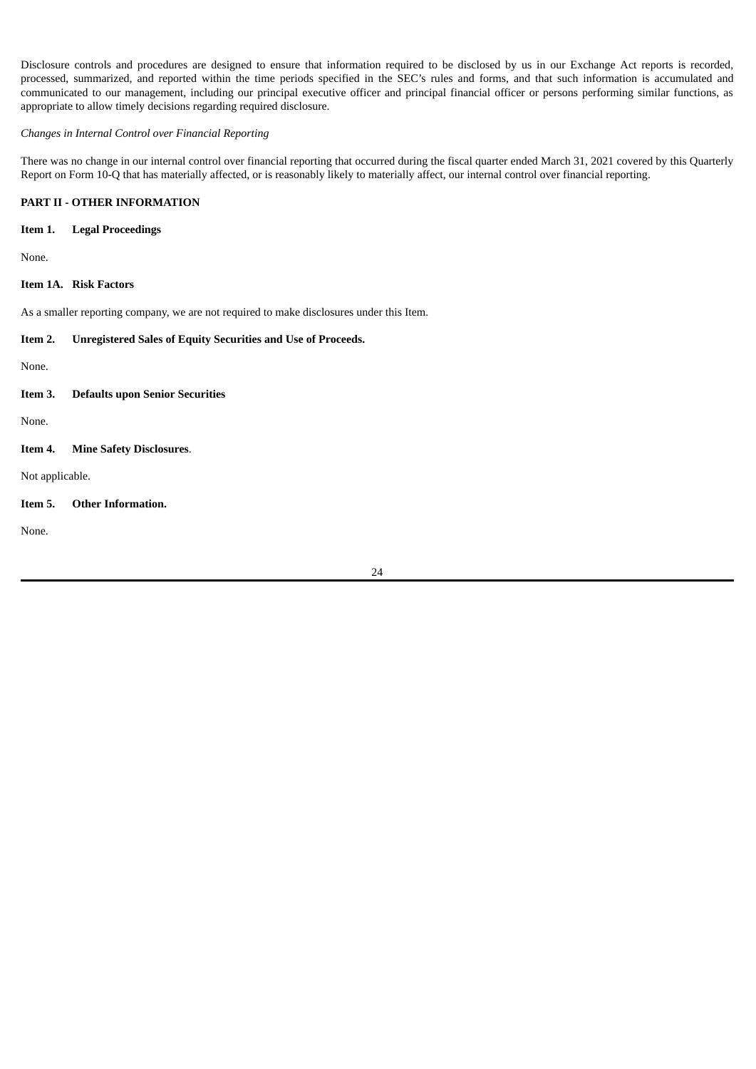Disclosure controls and procedures are designed to ensure that information required to be disclosed by us in our Exchange Act reports is recorded, processed, summarized, and reported within the time periods specified in the SEC's rules and forms, and that such information is accumulated and communicated to our management, including our principal executive officer and principal financial officer or persons performing similar functions, as appropriate to allow timely decisions regarding required disclosure.

*Changes in Internal Control over Financial Reporting*

There was no change in our internal control over financial reporting that occurred during the fiscal quarter ended March 31, 2021 covered by this Quarterly Report on Form 10-Q that has materially affected, or is reasonably likely to materially affect, our internal control over financial reporting.

## PART II - OTHER INFORMATION

### Item 1. Legal Proceedings

None.

### Item 1A. Risk Factors

As a smaller reporting company, we are not required to make disclosures under this Item.

### Item 2. Unregistered Sales of Equity Securities and Use of Proceeds.

None.

### Item 3. Defaults upon Senior Securities

None.

### Item 4. Mine Safety Disclosures.

Not applicable.

### Item 5. Other Information.

None.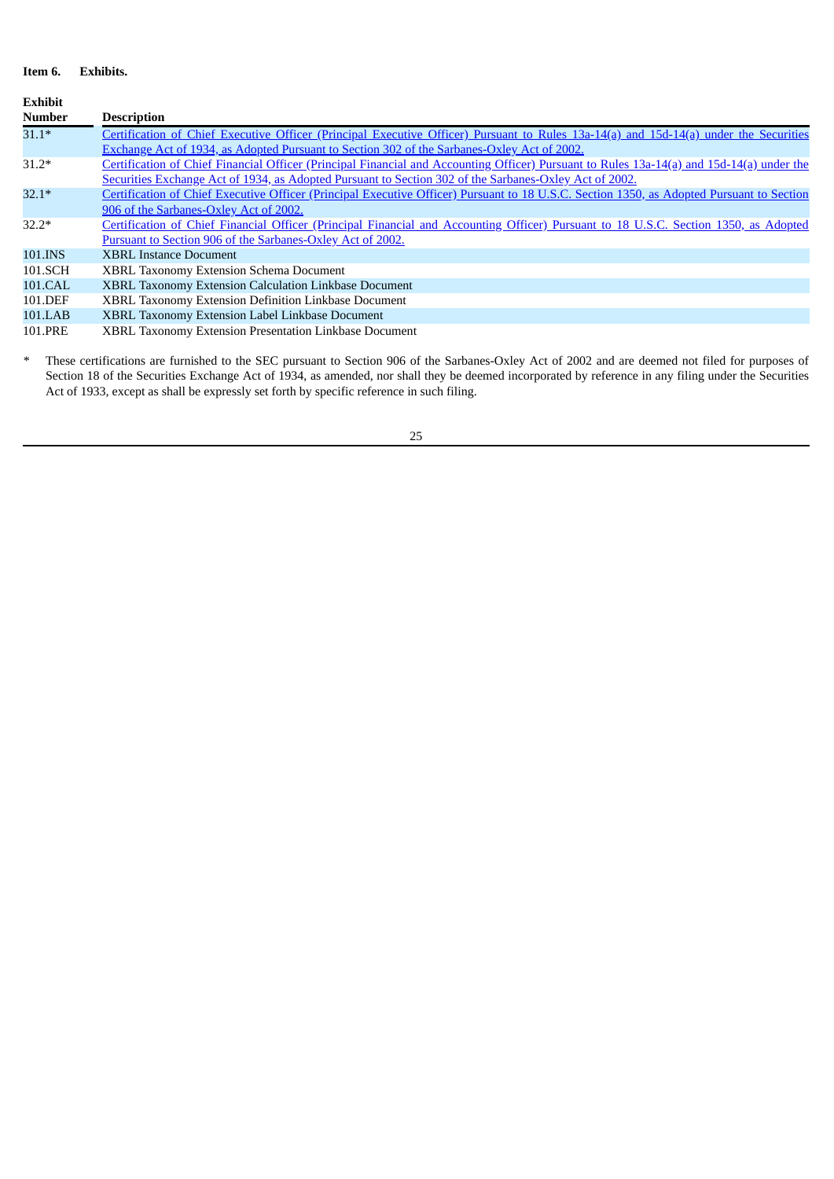**Item 6. Exhibits.**

| Exhibit Number | Description |
|---|---|
| 31.1* | Certification of Chief Executive Officer (Principal Executive Officer) Pursuant to Rules 13a-14(a) and 15d-14(a) under the Securities Exchange Act of 1934, as Adopted Pursuant to Section 302 of the Sarbanes-Oxley Act of 2002. |
| 31.2* | Certification of Chief Financial Officer (Principal Financial and Accounting Officer) Pursuant to Rules 13a-14(a) and 15d-14(a) under the Securities Exchange Act of 1934, as Adopted Pursuant to Section 302 of the Sarbanes-Oxley Act of 2002. |
| 32.1* | Certification of Chief Executive Officer (Principal Executive Officer) Pursuant to 18 U.S.C. Section 1350, as Adopted Pursuant to Section 906 of the Sarbanes-Oxley Act of 2002. |
| 32.2* | Certification of Chief Financial Officer (Principal Financial and Accounting Officer) Pursuant to 18 U.S.C. Section 1350, as Adopted Pursuant to Section 906 of the Sarbanes-Oxley Act of 2002. |
| 101.INS | XBRL Instance Document |
| 101.SCH | XBRL Taxonomy Extension Schema Document |
| 101.CAL | XBRL Taxonomy Extension Calculation Linkbase Document |
| 101.DEF | XBRL Taxonomy Extension Definition Linkbase Document |
| 101.LAB | XBRL Taxonomy Extension Label Linkbase Document |
| 101.PRE | XBRL Taxonomy Extension Presentation Linkbase Document |

\* These certifications are furnished to the SEC pursuant to Section 906 of the Sarbanes-Oxley Act of 2002 and are deemed not filed for purposes of Section 18 of the Securities Exchange Act of 1934, as amended, nor shall they be deemed incorporated by reference in any filing under the Securities Act of 1933, except as shall be expressly set forth by specific reference in such filing.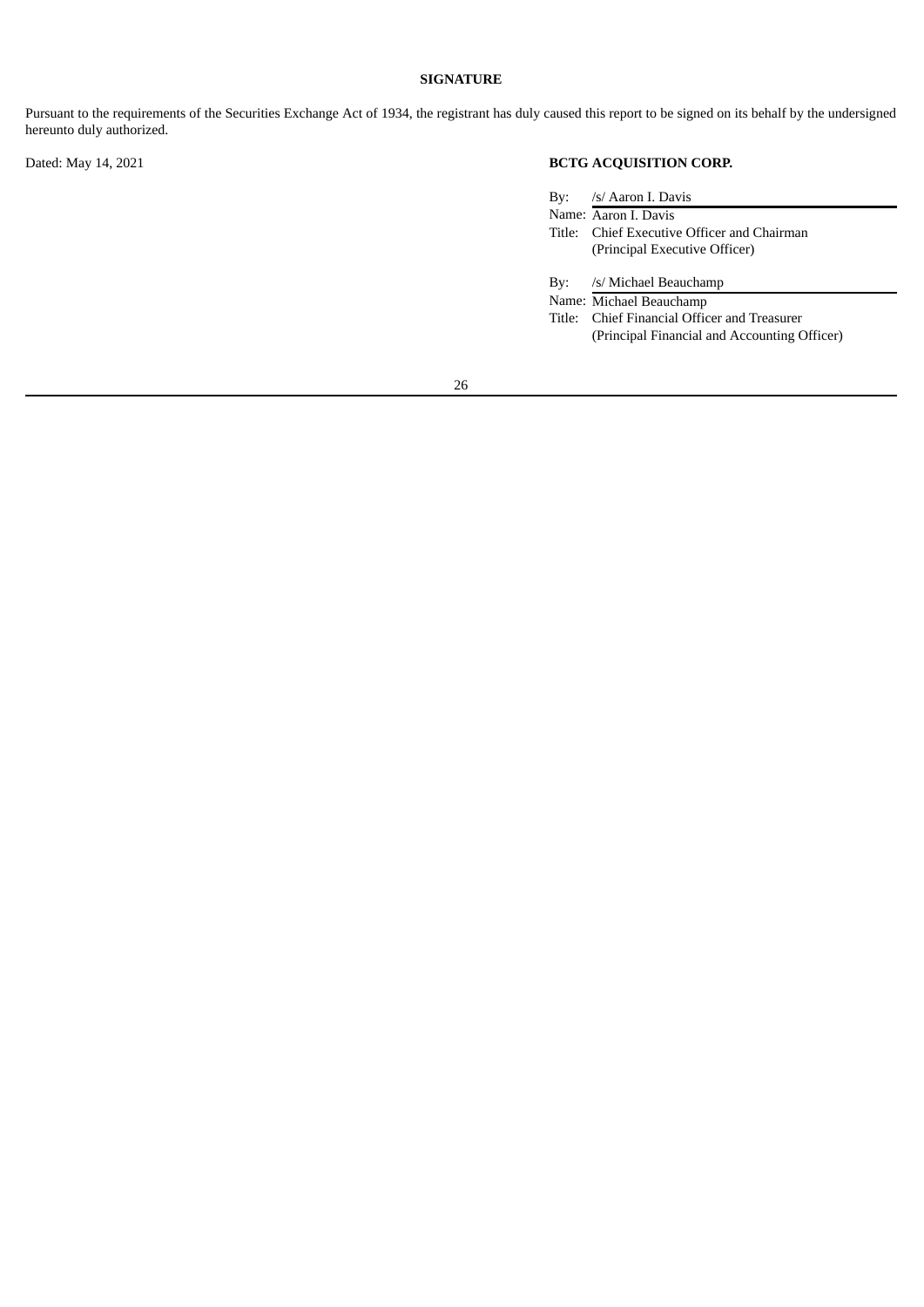**SIGNATURE**

Pursuant to the requirements of the Securities Exchange Act of 1934, the registrant has duly caused this report to be signed on its behalf by the undersigned hereunto duly authorized.

Dated: May 14, 2021

**BCTG ACQUISITION CORP.**

By: /s/ Aaron I. Davis
Name: Aaron I. Davis
Title: Chief Executive Officer and Chairman
(Principal Executive Officer)

By: /s/ Michael Beauchamp
Name: Michael Beauchamp
Title: Chief Financial Officer and Treasurer
(Principal Financial and Accounting Officer)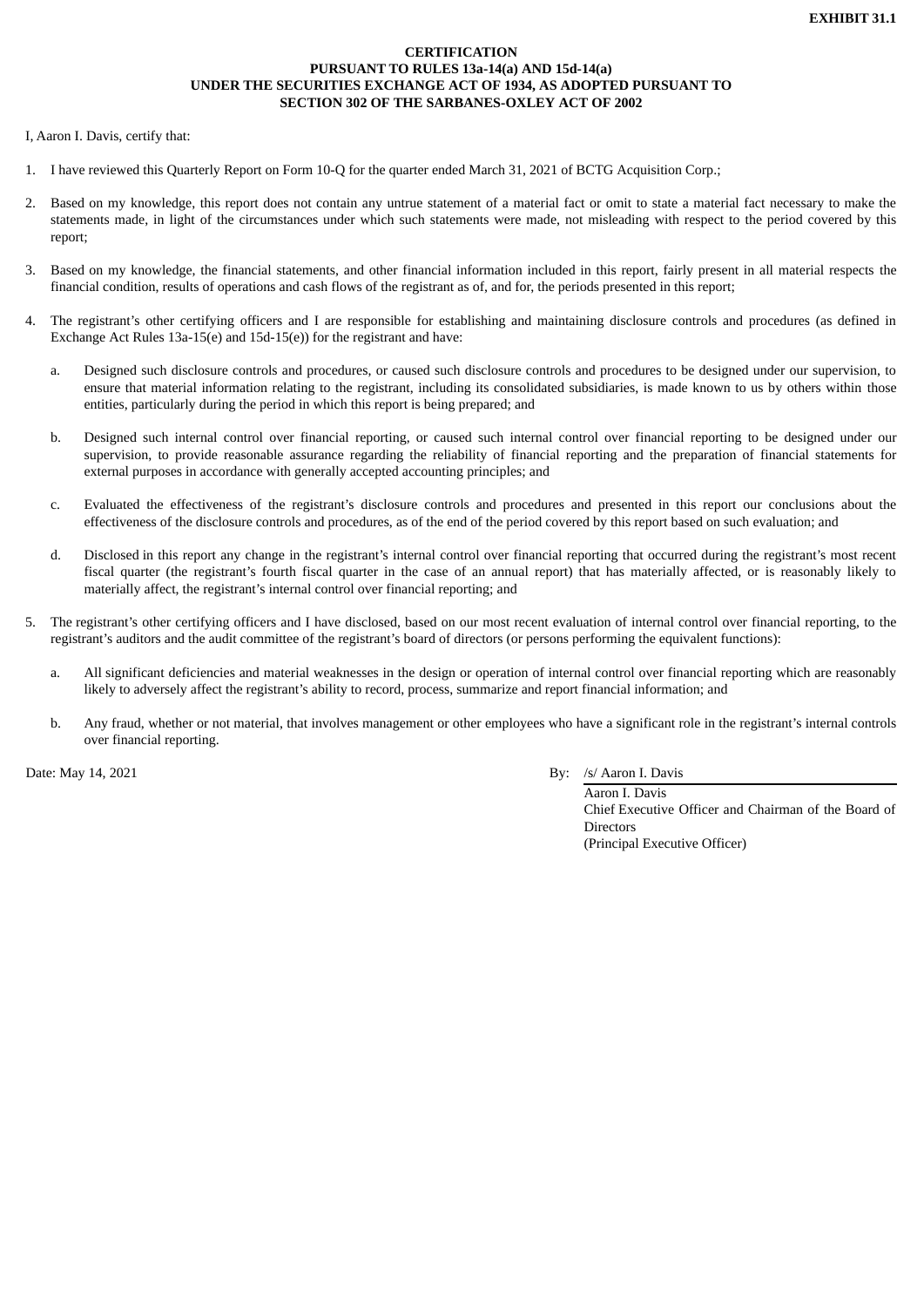**EXHIBIT 31.1**

**CERTIFICATION**
**PURSUANT TO RULES 13a-14(a) AND 15d-14(a)**
**UNDER THE SECURITIES EXCHANGE ACT OF 1934, AS ADOPTED PURSUANT TO**
**SECTION 302 OF THE SARBANES-OXLEY ACT OF 2002**

I, Aaron I. Davis, certify that:

1. I have reviewed this Quarterly Report on Form 10-Q for the quarter ended March 31, 2021 of BCTG Acquisition Corp.;

2. Based on my knowledge, this report does not contain any untrue statement of a material fact or omit to state a material fact necessary to make the statements made, in light of the circumstances under which such statements were made, not misleading with respect to the period covered by this report;

3. Based on my knowledge, the financial statements, and other financial information included in this report, fairly present in all material respects the financial condition, results of operations and cash flows of the registrant as of, and for, the periods presented in this report;

4. The registrant's other certifying officers and I are responsible for establishing and maintaining disclosure controls and procedures (as defined in Exchange Act Rules 13a-15(e) and 15d-15(e)) for the registrant and have:

   a. Designed such disclosure controls and procedures, or caused such disclosure controls and procedures to be designed under our supervision, to ensure that material information relating to the registrant, including its consolidated subsidiaries, is made known to us by others within those entities, particularly during the period in which this report is being prepared; and

   b. Designed such internal control over financial reporting, or caused such internal control over financial reporting to be designed under our supervision, to provide reasonable assurance regarding the reliability of financial reporting and the preparation of financial statements for external purposes in accordance with generally accepted accounting principles; and

   c. Evaluated the effectiveness of the registrant's disclosure controls and procedures and presented in this report our conclusions about the effectiveness of the disclosure controls and procedures, as of the end of the period covered by this report based on such evaluation; and

   d. Disclosed in this report any change in the registrant's internal control over financial reporting that occurred during the registrant's most recent fiscal quarter (the registrant's fourth fiscal quarter in the case of an annual report) that has materially affected, or is reasonably likely to materially affect, the registrant's internal control over financial reporting; and

5. The registrant's other certifying officers and I have disclosed, based on our most recent evaluation of internal control over financial reporting, to the registrant's auditors and the audit committee of the registrant's board of directors (or persons performing the equivalent functions):

   a. All significant deficiencies and material weaknesses in the design or operation of internal control over financial reporting which are reasonably likely to adversely affect the registrant's ability to record, process, summarize and report financial information; and

   b. Any fraud, whether or not material, that involves management or other employees who have a significant role in the registrant's internal controls over financial reporting.

Date: May 14, 2021

By: /s/ Aaron I. Davis
Aaron I. Davis
Chief Executive Officer and Chairman of the Board of Directors
(Principal Executive Officer)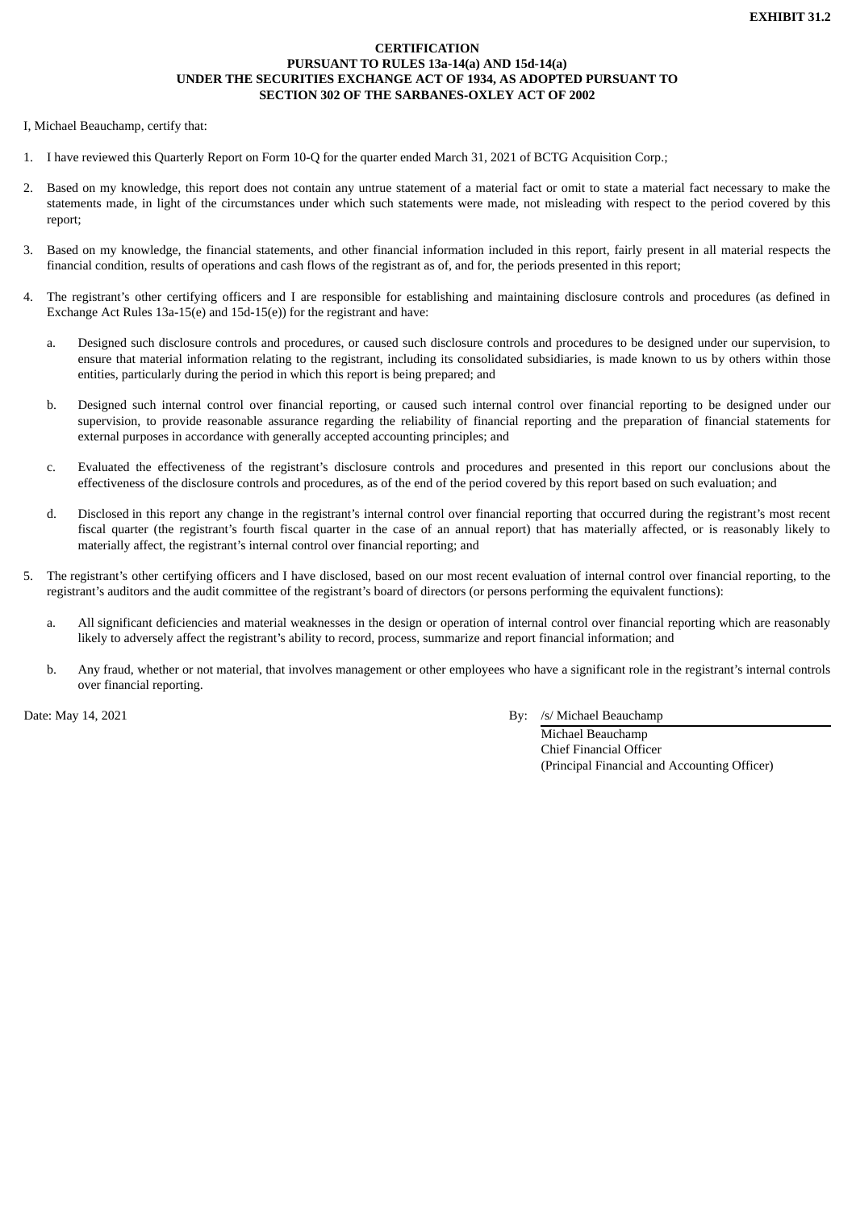**EXHIBIT 31.2**

**CERTIFICATION**
**PURSUANT TO RULES 13a-14(a) AND 15d-14(a)**
**UNDER THE SECURITIES EXCHANGE ACT OF 1934, AS ADOPTED PURSUANT TO**
**SECTION 302 OF THE SARBANES-OXLEY ACT OF 2002**

I, Michael Beauchamp, certify that:

1. I have reviewed this Quarterly Report on Form 10-Q for the quarter ended March 31, 2021 of BCTG Acquisition Corp.;

2. Based on my knowledge, this report does not contain any untrue statement of a material fact or omit to state a material fact necessary to make the statements made, in light of the circumstances under which such statements were made, not misleading with respect to the period covered by this report;

3. Based on my knowledge, the financial statements, and other financial information included in this report, fairly present in all material respects the financial condition, results of operations and cash flows of the registrant as of, and for, the periods presented in this report;

4. The registrant's other certifying officers and I are responsible for establishing and maintaining disclosure controls and procedures (as defined in Exchange Act Rules 13a-15(e) and 15d-15(e)) for the registrant and have:

   a. Designed such disclosure controls and procedures, or caused such disclosure controls and procedures to be designed under our supervision, to ensure that material information relating to the registrant, including its consolidated subsidiaries, is made known to us by others within those entities, particularly during the period in which this report is being prepared; and

   b. Designed such internal control over financial reporting, or caused such internal control over financial reporting to be designed under our supervision, to provide reasonable assurance regarding the reliability of financial reporting and the preparation of financial statements for external purposes in accordance with generally accepted accounting principles; and

   c. Evaluated the effectiveness of the registrant's disclosure controls and procedures and presented in this report our conclusions about the effectiveness of the disclosure controls and procedures, as of the end of the period covered by this report based on such evaluation; and

   d. Disclosed in this report any change in the registrant's internal control over financial reporting that occurred during the registrant's most recent fiscal quarter (the registrant's fourth fiscal quarter in the case of an annual report) that has materially affected, or is reasonably likely to materially affect, the registrant's internal control over financial reporting; and

5. The registrant's other certifying officers and I have disclosed, based on our most recent evaluation of internal control over financial reporting, to the registrant's auditors and the audit committee of the registrant's board of directors (or persons performing the equivalent functions):

   a. All significant deficiencies and material weaknesses in the design or operation of internal control over financial reporting which are reasonably likely to adversely affect the registrant's ability to record, process, summarize and report financial information; and

   b. Any fraud, whether or not material, that involves management or other employees who have a significant role in the registrant's internal controls over financial reporting.

Date: May 14, 2021

By: /s/ Michael Beauchamp
Michael Beauchamp
Chief Financial Officer
(Principal Financial and Accounting Officer)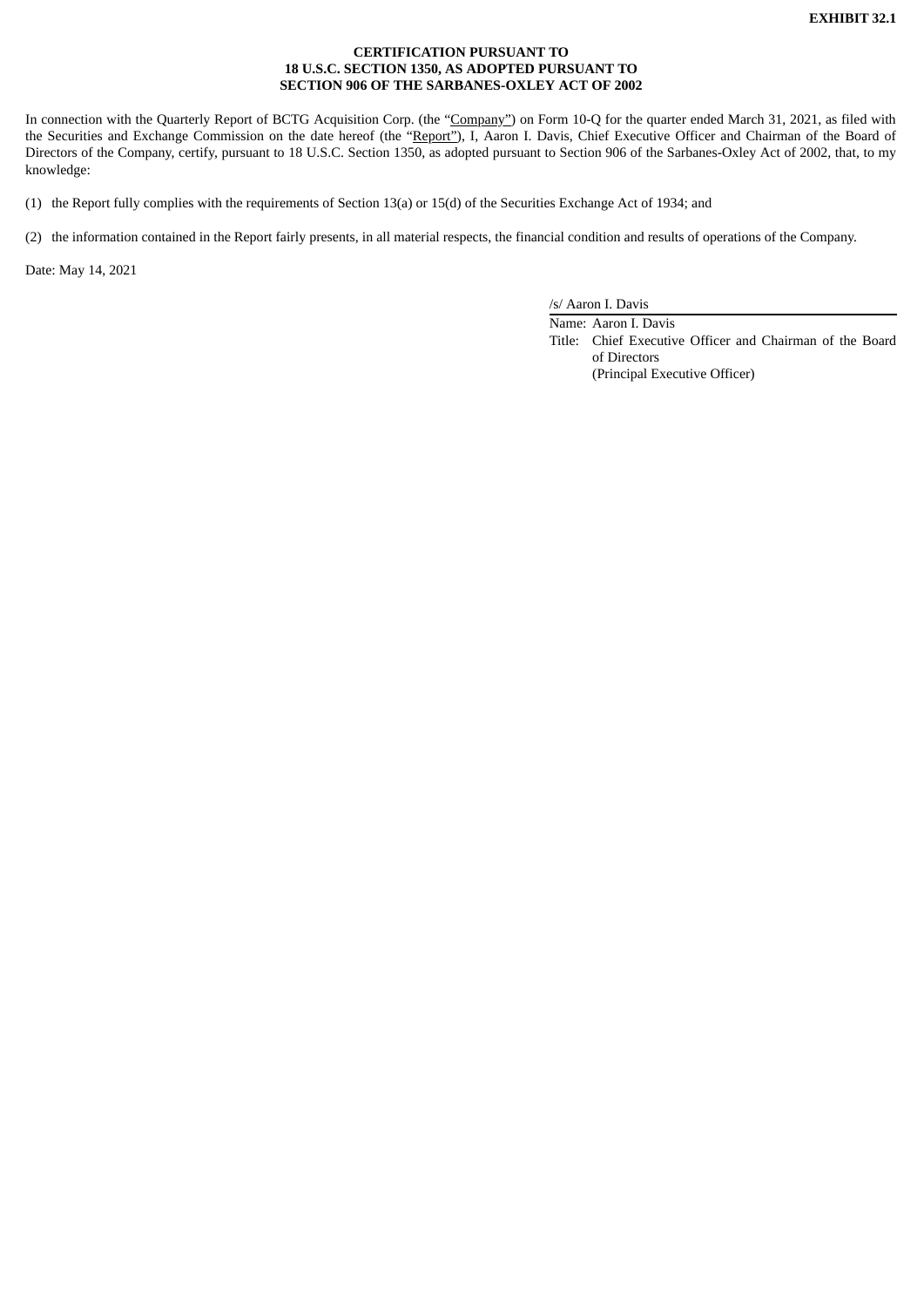**EXHIBIT 32.1**

**CERTIFICATION PURSUANT TO**
**18 U.S.C. SECTION 1350, AS ADOPTED PURSUANT TO**
**SECTION 906 OF THE SARBANES-OXLEY ACT OF 2002**

In connection with the Quarterly Report of BCTG Acquisition Corp. (the "Company") on Form 10-Q for the quarter ended March 31, 2021, as filed with the Securities and Exchange Commission on the date hereof (the "Report"), I, Aaron I. Davis, Chief Executive Officer and Chairman of the Board of Directors of the Company, certify, pursuant to 18 U.S.C. Section 1350, as adopted pursuant to Section 906 of the Sarbanes-Oxley Act of 2002, that, to my knowledge:

(1) the Report fully complies with the requirements of Section 13(a) or 15(d) of the Securities Exchange Act of 1934; and

(2) the information contained in the Report fairly presents, in all material respects, the financial condition and results of operations of the Company.

Date: May 14, 2021

/s/ Aaron I. Davis

Name: Aaron I. Davis
Title: Chief Executive Officer and Chairman of the Board of Directors
(Principal Executive Officer)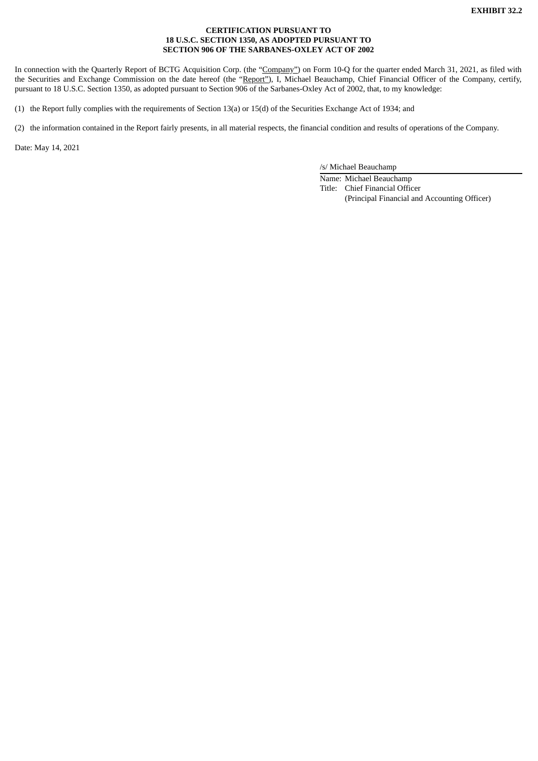**EXHIBIT 32.2**

**CERTIFICATION PURSUANT TO**
**18 U.S.C. SECTION 1350, AS ADOPTED PURSUANT TO**
**SECTION 906 OF THE SARBANES-OXLEY ACT OF 2002**

In connection with the Quarterly Report of BCTG Acquisition Corp. (the "Company") on Form 10-Q for the quarter ended March 31, 2021, as filed with the Securities and Exchange Commission on the date hereof (the "Report"), I, Michael Beauchamp, Chief Financial Officer of the Company, certify, pursuant to 18 U.S.C. Section 1350, as adopted pursuant to Section 906 of the Sarbanes-Oxley Act of 2002, that, to my knowledge:

(1) the Report fully complies with the requirements of Section 13(a) or 15(d) of the Securities Exchange Act of 1934; and

(2) the information contained in the Report fairly presents, in all material respects, the financial condition and results of operations of the Company.

Date: May 14, 2021

/s/ Michael Beauchamp

Name: Michael Beauchamp
Title: Chief Financial Officer
(Principal Financial and Accounting Officer)